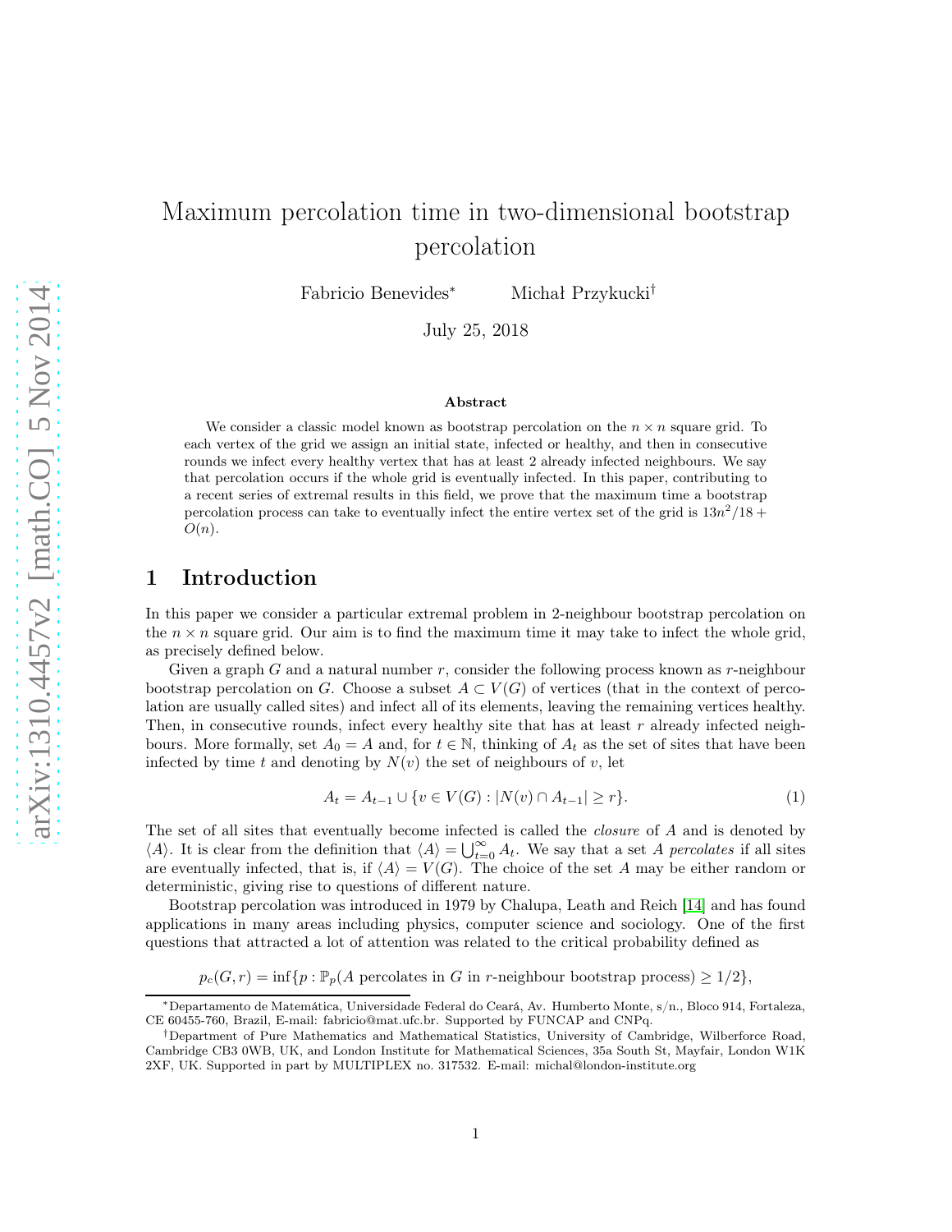# Maximum percolation time in two-dimensional bootstrap percolation

Fabricio Benevides* Michał Przykucki†

July 25, 2018

### Abstract

We consider a classic model known as bootstrap percolation on the $n \times n$ square grid. To each vertex of the grid we assign an initial state, infected or healthy, and then in consecutive rounds we infect every healthy vertex that has at least 2 already infected neighbours. We say that percolation occurs if the whole grid is eventually infected. In this paper, contributing to a recent series of extremal results in this field, we prove that the maximum time a bootstrap percolation process can take to eventually infect the entire vertex set of the grid is $13n^2/18 + O(n)$.

## 1 Introduction

In this paper we consider a particular extremal problem in 2-neighbour bootstrap percolation on the $n \times n$ square grid. Our aim is to find the maximum time it may take to infect the whole grid, as precisely defined below.

Given a graph $G$ and a natural number $r$, consider the following process known as $r$-neighbour bootstrap percolation on $G$. Choose a subset $A \subset V(G)$ of vertices (that in the context of percolation are usually called sites) and infect all of its elements, leaving the remaining vertices healthy. Then, in consecutive rounds, infect every healthy site that has at least $r$ already infected neighbours. More formally, set $A_0 = A$ and, for $t \in \mathbb{N}$, thinking of $A_t$ as the set of sites that have been infected by time $t$ and denoting by $N(v)$ the set of neighbours of $v$, let

$$A_t = A_{t-1} \cup \{v \in V(G) : |N(v) \cap A_{t-1}| \geq r\}. \tag{1}$$

The set of all sites that eventually become infected is called the *closure* of $A$ and is denoted by $\langle A \rangle$. It is clear from the definition that $\langle A \rangle = \bigcup_{t=0}^{\infty} A_t$. We say that a set $A$ *percolates* if all sites are eventually infected, that is, if $\langle A \rangle = V(G)$. The choice of the set $A$ may be either random or deterministic, giving rise to questions of different nature.

Bootstrap percolation was introduced in 1979 by Chalupa, Leath and Reich [14] and has found applications in many areas including physics, computer science and sociology. One of the first questions that attracted a lot of attention was related to the critical probability defined as

$$p_c(G, r) = \inf\{p : \mathbb{P}_p(A \text{ percolates in } G \text{ in } r\text{-neighbour bootstrap process}) \geq 1/2\},$$

---

*Departamento de Matemática, Universidade Federal do Ceará, Av. Humberto Monte, s/n., Bloco 914, Fortaleza, CE 60455-760, Brazil, E-mail: fabricio@mat.ufc.br. Supported by FUNCAP and CNPq.

†Department of Pure Mathematics and Mathematical Statistics, University of Cambridge, Wilberforce Road, Cambridge CB3 0WB, UK, and London Institute for Mathematical Sciences, 35a South St, Mayfair, London W1K 2XF, UK. Supported in part by MULTIPLEX no. 317532. E-mail: michal@london-institute.org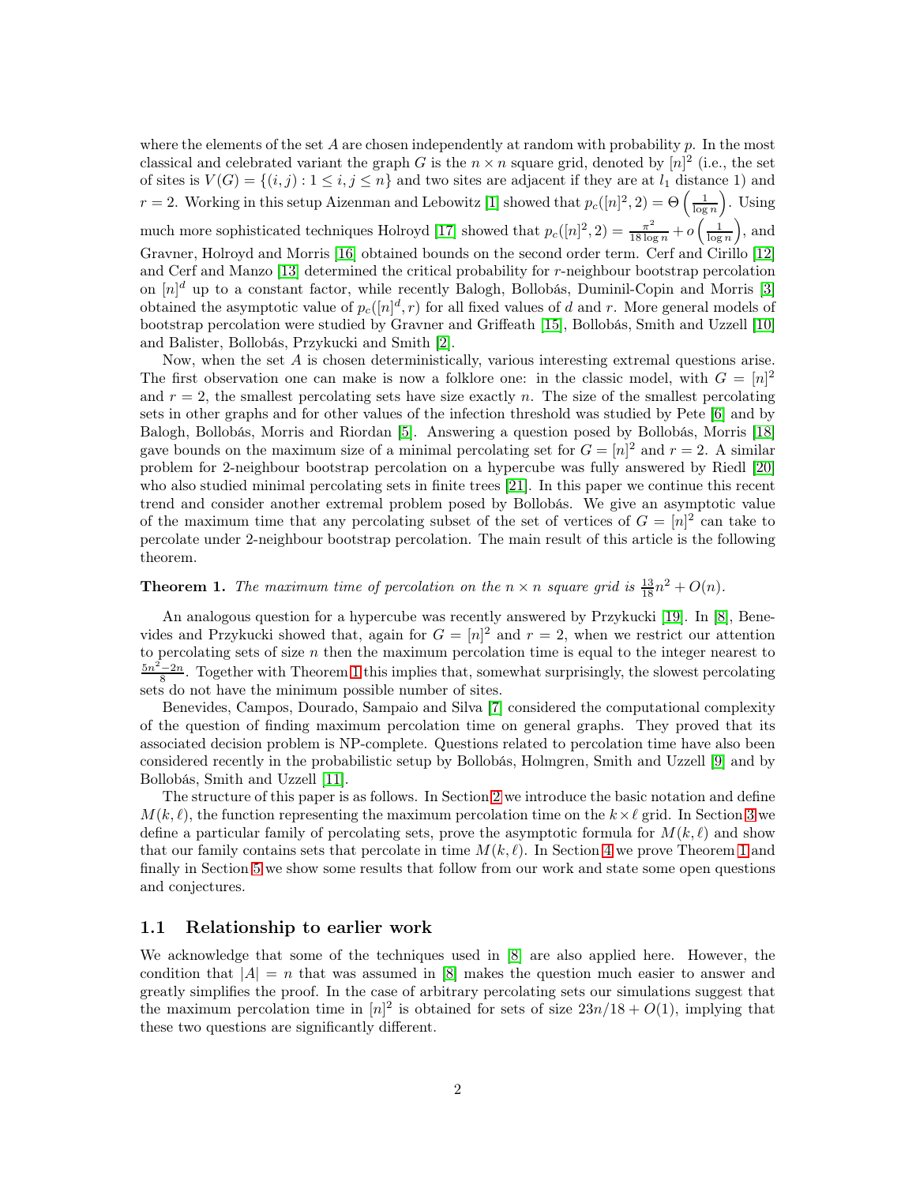where the elements of the set $A$ are chosen independently at random with probability $p$. In the most classical and celebrated variant the graph $G$ is the $n \times n$ square grid, denoted by $[n]^2$ (i.e., the set of sites is $V(G) = \{(i,j) : 1 \leq i,j \leq n\}$ and two sites are adjacent if they are at $l_1$ distance 1) and $r = 2$. Working in this setup Aizenman and Lebowitz [1] showed that $p_c([n]^2, 2) = \Theta\left(\frac{1}{\log n}\right)$. Using much more sophisticated techniques Holroyd [17] showed that $p_c([n]^2, 2) = \frac{\pi^2}{18 \log n} + o\left(\frac{1}{\log n}\right)$, and Gravner, Holroyd and Morris [16] obtained bounds on the second order term. Cerf and Cirillo [12] and Cerf and Manzo [13] determined the critical probability for $r$-neighbour bootstrap percolation on $[n]^d$ up to a constant factor, while recently Balogh, Bollobás, Duminil-Copin and Morris [3] obtained the asymptotic value of $p_c([n]^d, r)$ for all fixed values of $d$ and $r$. More general models of bootstrap percolation were studied by Gravner and Griffeath [15], Bollobás, Smith and Uzzell [10] and Balister, Bollobás, Przykucki and Smith [2].

Now, when the set $A$ is chosen deterministically, various interesting extremal questions arise. The first observation one can make is now a folklore one: in the classic model, with $G = [n]^2$ and $r = 2$, the smallest percolating sets have size exactly $n$. The size of the smallest percolating sets in other graphs and for other values of the infection threshold was studied by Pete [6] and by Balogh, Bollobás, Morris and Riordan [5]. Answering a question posed by Bollobás, Morris [18] gave bounds on the maximum size of a minimal percolating set for $G = [n]^2$ and $r = 2$. A similar problem for 2-neighbour bootstrap percolation on a hypercube was fully answered by Riedl [20] who also studied minimal percolating sets in finite trees [21]. In this paper we continue this recent trend and consider another extremal problem posed by Bollobás. We give an asymptotic value of the maximum time that any percolating subset of the set of vertices of $G = [n]^2$ can take to percolate under 2-neighbour bootstrap percolation. The main result of this article is the following theorem.

**Theorem 1.** *The maximum time of percolation on the $n \times n$ square grid is $\frac{13}{18}n^2 + O(n)$.*

An analogous question for a hypercube was recently answered by Przykucki [19]. In [8], Benevides and Przykucki showed that, again for $G = [n]^2$ and $r = 2$, when we restrict our attention to percolating sets of size $n$ then the maximum percolation time is equal to the integer nearest to $\frac{5n^2-2n}{8}$. Together with Theorem 1 this implies that, somewhat surprisingly, the slowest percolating sets do not have the minimum possible number of sites.

Benevides, Campos, Dourado, Sampaio and Silva [7] considered the computational complexity of the question of finding maximum percolation time on general graphs. They proved that its associated decision problem is NP-complete. Questions related to percolation time have also been considered recently in the probabilistic setup by Bollobás, Holmgren, Smith and Uzzell [9] and by Bollobás, Smith and Uzzell [11].

The structure of this paper is as follows. In Section 2 we introduce the basic notation and define $M(k,\ell)$, the function representing the maximum percolation time on the $k \times \ell$ grid. In Section 3 we define a particular family of percolating sets, prove the asymptotic formula for $M(k,\ell)$ and show that our family contains sets that percolate in time $M(k,\ell)$. In Section 4 we prove Theorem 1 and finally in Section 5 we show some results that follow from our work and state some open questions and conjectures.

## 1.1 Relationship to earlier work

We acknowledge that some of the techniques used in [8] are also applied here. However, the condition that $|A| = n$ that was assumed in [8] makes the question much easier to answer and greatly simplifies the proof. In the case of arbitrary percolating sets our simulations suggest that the maximum percolation time in $[n]^2$ is obtained for sets of size $23n/18 + O(1)$, implying that these two questions are significantly different.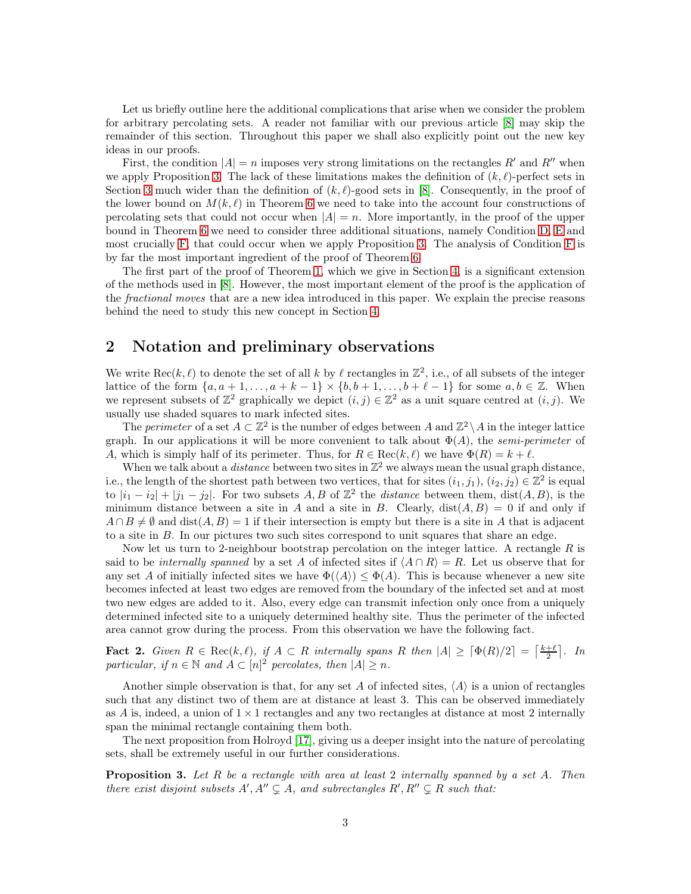Let us briefly outline here the additional complications that arise when we consider the problem for arbitrary percolating sets. A reader not familiar with our previous article [8] may skip the remainder of this section. Throughout this paper we shall also explicitly point out the new key ideas in our proofs.

First, the condition $|A| = n$ imposes very strong limitations on the rectangles $R'$ and $R''$ when we apply Proposition 3. The lack of these limitations makes the definition of $(k, \ell)$-perfect sets in Section 3 much wider than the definition of $(k, \ell)$-good sets in [8]. Consequently, in the proof of the lower bound on $M(k, \ell)$ in Theorem 6 we need to take into the account four constructions of percolating sets that could not occur when $|A| = n$. More importantly, in the proof of the upper bound in Theorem 6 we need to consider three additional situations, namely Condition D, E and most crucially F, that could occur when we apply Proposition 3. The analysis of Condition F is by far the most important ingredient of the proof of Theorem 6.

The first part of the proof of the Theorem 1, which we give in Section 4, is a significant extension of the methods used in [8]. However, the most important element of the proof is the application of the *fractional moves* that are a new idea introduced in this paper. We explain the precise reasons behind the need to study this new concept in Section 4.

## 2 Notation and preliminary observations

We write $\mathrm{Rec}(k, \ell)$ to denote the set of all $k$ by $\ell$ rectangles in $\mathbb{Z}^2$, i.e., of all subsets of the integer lattice of the form $\{a, a+1, \dots, a+k-1\} \times \{b, b+1, \dots, b+\ell-1\}$ for some $a, b \in \mathbb{Z}$. When we represent subsets of $\mathbb{Z}^2$ graphically we depict $(i, j) \in \mathbb{Z}^2$ as a unit square centred at $(i, j)$. We usually use shaded squares to mark infected sites.

The *perimeter* of a set $A \subset \mathbb{Z}^2$ is the number of edges between $A$ and $\mathbb{Z}^2 \setminus A$ in the integer lattice graph. In our applications it will be more convenient to talk about $\Phi(A)$, the *semi-perimeter* of $A$, which is simply half of its perimeter. Thus, for $R \in \mathrm{Rec}(k, \ell)$ we have $\Phi(R) = k + \ell$.

When we talk about a *distance* between two sites in $\mathbb{Z}^2$ we always mean the usual graph distance, i.e., the length of the shortest path between two vertices, that for sites $(i_1, j_1), (i_2, j_2) \in \mathbb{Z}^2$ is equal to $|i_1 - i_2| + |j_1 - j_2|$. For two subsets $A, B$ of $\mathbb{Z}^2$ the *distance* between them, $\mathrm{dist}(A, B)$, is the minimum distance between a site in $A$ and a site in $B$. Clearly, $\mathrm{dist}(A, B) = 0$ if and only if $A \cap B \neq \emptyset$ and $\mathrm{dist}(A, B) = 1$ if their intersection is empty but there is a site in $A$ that is adjacent to a site in $B$. In our pictures two such sites correspond to unit squares that share an edge.

Now let us turn to 2-neighbour bootstrap percolation on the integer lattice. A rectangle $R$ is said to be *internally spanned* by a set $A$ of infected sites if $\langle A \cap R \rangle = R$. Let us observe that for any set $A$ of initially infected sites we have $\Phi(\langle A \rangle) \leq \Phi(A)$. This is because whenever a new site becomes infected at least two edges are removed from the boundary of the infected set and at most two new edges are added to it. Also, every edge can transmit infection only once from a uniquely determined infected site to a uniquely determined healthy site. Thus the perimeter of the infected area cannot grow during the process. From this observation we have the following fact.

**Fact 2.** *Given $R \in \mathrm{Rec}(k, \ell)$, if $A \subset R$ internally spans $R$ then $|A| \geq \lceil \Phi(R)/2 \rceil = \left\lceil \frac{k+\ell}{2} \right\rceil$. In particular, if $n \in \mathbb{N}$ and $A \subset [n]^2$ percolates, then $|A| \geq n$.*

Another simple observation is that, for any set $A$ of infected sites, $\langle A \rangle$ is a union of rectangles such that any distinct two of them are at distance at least 3. This can be observed immediately as $A$ is, indeed, a union of $1 \times 1$ rectangles and any two rectangles at distance at most 2 internally span the minimal rectangle containing them both.

The next proposition from Holroyd [17], giving us a deeper insight into the nature of percolating sets, shall be extremely useful in our further considerations.

**Proposition 3.** *Let $R$ be a rectangle with area at least 2 internally spanned by a set $A$. Then there exist disjoint subsets $A', A'' \subsetneq A$, and subrectangles $R', R'' \subsetneq R$ such that:*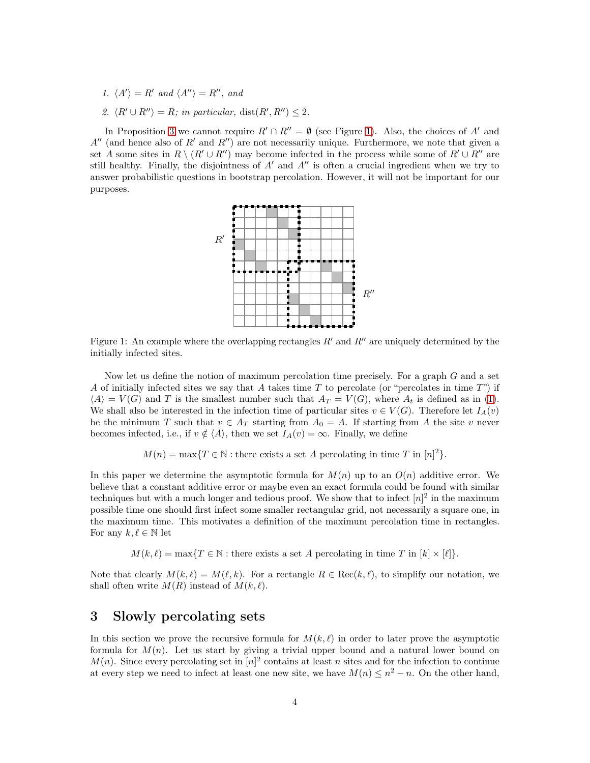1. $\langle A' \rangle = R'$ and $\langle A'' \rangle = R''$, and
2. $\langle R' \cup R'' \rangle = R$; in particular, $\operatorname{dist}(R', R'') \leq 2$.

In Proposition 3 we cannot require $R' \cap R'' = \emptyset$ (see Figure 1). Also, the choices of $A'$ and $A''$ (and hence also of $R'$ and $R''$) are not necessarily unique. Furthermore, we note that given a set $A$ some sites in $R \setminus (R' \cup R'')$ may become infected in the process while some of $R' \cup R''$ are still healthy. Finally, the disjointness of $A'$ and $A''$ is often a crucial ingredient when we try to answer probabilistic questions in bootstrap percolation. However, it will not be important for our purposes.

Figure 1: An example where the overlapping rectangles $R'$ and $R''$ are uniquely determined by the initially infected sites.

Now let us define the notion of maximum percolation time precisely. For a graph $G$ and a set $A$ of initially infected sites we say that $A$ takes time $T$ to percolate (or "percolates in time $T$") if $\langle A \rangle = V(G)$ and $T$ is the smallest number such that $A_T = V(G)$, where $A_t$ is defined as in (1). We shall also be interested in the infection time of particular sites $v \in V(G)$. Therefore let $I_A(v)$ be the minimum $T$ such that $v \in A_T$ starting from $A_0 = A$. If starting from $A$ the site $v$ never becomes infected, i.e., if $v \notin \langle A \rangle$, then we set $I_A(v) = \infty$. Finally, we define

$$M(n) = \max\{T \in \mathbb{N} : \text{there exists a set } A \text{ percolating in time } T \text{ in } [n]^2\}.$$

In this paper we determine the asymptotic formula for $M(n)$ up to an $O(n)$ additive error. We believe that a constant additive error or maybe even an exact formula could be found with similar techniques but with a much longer and tedious proof. We show that to infect $[n]^2$ in the maximum possible time one should first infect some smaller rectangular grid, not necessarily a square one, in the maximum time. This motivates a definition of the maximum percolation time in rectangles. For any $k, \ell \in \mathbb{N}$ let

$$M(k, \ell) = \max\{T \in \mathbb{N} : \text{there exists a set } A \text{ percolating in time } T \text{ in } [k] \times [\ell]\}.$$

Note that clearly $M(k, \ell) = M(\ell, k)$. For a rectangle $R \in \operatorname{Rec}(k, \ell)$, to simplify our notation, we shall often write $M(R)$ instead of $M(k, \ell)$.

# 3 Slowly percolating sets

In this section we prove the recursive formula for $M(k, \ell)$ in order to later prove the asymptotic formula for $M(n)$. Let us start by giving a trivial upper bound and a natural lower bound on $M(n)$. Since every percolating set in $[n]^2$ contains at least $n$ sites and for the infection to continue at every step we need to infect at least one new site, we have $M(n) \leq n^2 - n$. On the other hand,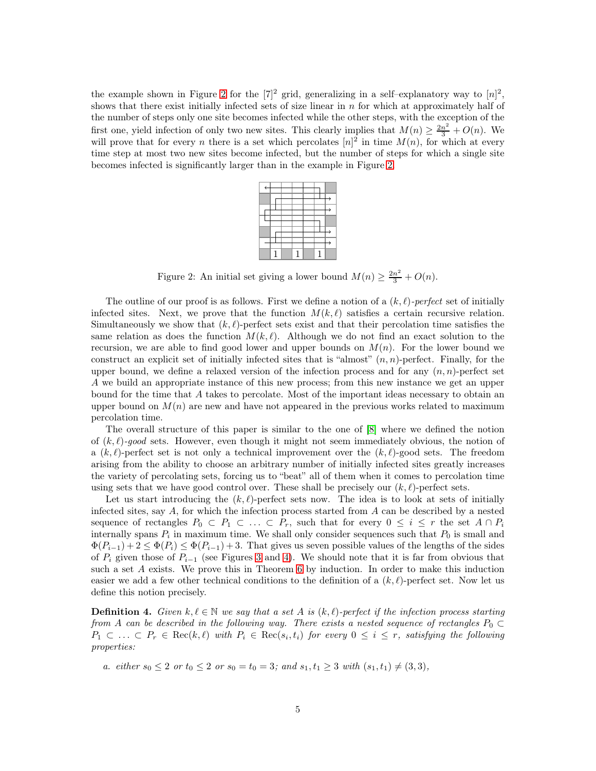the example shown in Figure 2 for the $[7]^2$ grid, generalizing in a self–explanatory way to $[n]^2$, shows that there exist initially infected sets of size linear in $n$ for which at approximately half of the number of steps only one site becomes infected while the other steps, with the exception of the first one, yield infection of only two new sites. This clearly implies that $M(n) \geq \frac{2n^2}{3} + O(n)$. We will prove that for every $n$ there is a set which percolates $[n]^2$ in time $M(n)$, for which at every time step at most two new sites become infected, but the number of steps for which a single site becomes infected is significantly larger than in the example in Figure 2.

Figure 2: An initial set giving a lower bound $M(n) \geq \frac{2n^2}{3} + O(n)$.

The outline of our proof is as follows. First we define a notion of a $(k, \ell)$-*perfect* set of initially infected sites. Next, we prove that the function $M(k, \ell)$ satisfies a certain recursive relation. Simultaneously we show that $(k, \ell)$-perfect sets exist and that their percolation time satisfies the same relation as does the function $M(k, \ell)$. Although we do not find an exact solution to the recursion, we are able to find good lower and upper bounds on $M(n)$. For the lower bound we construct an explicit set of initially infected sites that is "almost" $(n, n)$-perfect. Finally, for the upper bound, we define a relaxed version of the infection process and for any $(n, n)$-perfect set $A$ we build an appropriate instance of this new process; from this new instance we get an upper bound for the time that $A$ takes to percolate. Most of the important ideas necessary to obtain an upper bound on $M(n)$ are new and have not appeared in the previous works related to maximum percolation time.

The overall structure of this paper is similar to the one of [8] where we defined the notion of $(k, \ell)$-*good* sets. However, even though it might not seem immediately obvious, the notion of a $(k, \ell)$-perfect set is not only a technical improvement over the $(k, \ell)$-good sets. The freedom arising from the ability to choose an arbitrary number of initially infected sites greatly increases the variety of percolating sets, forcing us to "beat" all of them when it comes to percolation time using sets that we have good control over. These shall be precisely our $(k, \ell)$-perfect sets.

Let us start introducing the $(k, \ell)$-perfect sets now. The idea is to look at sets of initially infected sites, say $A$, for which the infection process started from $A$ can be described by a nested sequence of rectangles $P_0 \subset P_1 \subset \ldots \subset P_r$, such that for every $0 \leq i \leq r$ the set $A \cap P_i$ internally spans $P_i$ in maximum time. We shall only consider sequences such that $P_0$ is small and $\Phi(P_{i-1}) + 2 \leq \Phi(P_i) \leq \Phi(P_{i-1}) + 3$. That gives us seven possible values of the lengths of the sides of $P_i$ given those of $P_{i-1}$ (see Figures 3 and 4). We should note that it is far from obvious that such a set $A$ exists. We prove this in Theorem 6 by induction. In order to make this induction easier we add a few other technical conditions to the definition of a $(k, \ell)$-perfect set. Now let us define this notion precisely.

**Definition 4.** *Given $k, \ell \in \mathbb{N}$ we say that a set $A$ is $(k, \ell)$-perfect if the infection process starting from $A$ can be described in the following way. There exists a nested sequence of rectangles $P_0 \subset P_1 \subset \ldots \subset P_r \in \mathrm{Rec}(k, \ell)$ with $P_i \in \mathrm{Rec}(s_i, t_i)$ for every $0 \leq i \leq r$, satisfying the following properties:*

*a. either $s_0 \leq 2$ or $t_0 \leq 2$ or $s_0 = t_0 = 3$; and $s_1, t_1 \geq 3$ with $(s_1, t_1) \neq (3, 3)$,*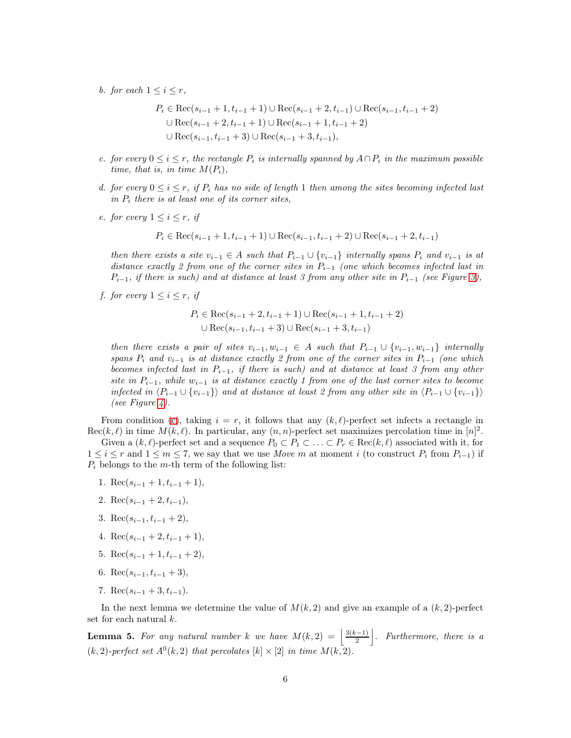b. *for each $1 \le i \le r$,*

$$P_i \in \mathrm{Rec}(s_{i-1}+1, t_{i-1}+1) \cup \mathrm{Rec}(s_{i-1}+2, t_{i-1}) \cup \mathrm{Rec}(s_{i-1}, t_{i-1}+2)$$
$$\cup\, \mathrm{Rec}(s_{i-1}+2, t_{i-1}+1) \cup \mathrm{Rec}(s_{i-1}+1, t_{i-1}+2)$$
$$\cup\, \mathrm{Rec}(s_{i-1}, t_{i-1}+3) \cup \mathrm{Rec}(s_{i-1}+3, t_{i-1}),$$

c. *for every $0 \le i \le r$, the rectangle $P_i$ is internally spanned by $A \cap P_i$ in the maximum possible time, that is, in time $M(P_i)$,*

d. *for every $0 \le i \le r$, if $P_i$ has no side of length 1 then among the sites becoming infected last in $P_i$ there is at least one of its corner sites,*

e. *for every $1 \le i \le r$, if*

$$P_i \in \mathrm{Rec}(s_{i-1}+1, t_{i-1}+1) \cup \mathrm{Rec}(s_{i-1}, t_{i-1}+2) \cup \mathrm{Rec}(s_{i-1}+2, t_{i-1})$$

*then there exists a site $v_{i-1} \in A$ such that $P_{i-1} \cup \{v_{i-1}\}$ internally spans $P_i$ and $v_{i-1}$ is at distance exactly 2 from one of the corner sites in $P_{i-1}$ (one which becomes infected last in $P_{i-1}$, if there is such) and at distance at least 3 from any other site in $P_{i-1}$ (see Figure 3),*

f. *for every $1 \le i \le r$, if*

$$P_i \in \mathrm{Rec}(s_{i-1}+2, t_{i-1}+1) \cup \mathrm{Rec}(s_{i-1}+1, t_{i-1}+2)$$
$$\cup\, \mathrm{Rec}(s_{i-1}, t_{i-1}+3) \cup \mathrm{Rec}(s_{i-1}+3, t_{i-1})$$

*then there exists a pair of sites $v_{i-1}, w_{i-1} \in A$ such that $P_{i-1} \cup \{v_{i-1}, w_{i-1}\}$ internally spans $P_i$ and $v_{i-1}$ is at distance exactly 2 from one of the corner sites in $P_{i-1}$ (one which becomes infected last in $P_{i-1}$, if there is such) and at distance at least 3 from any other site in $P_{i-1}$, while $w_{i-1}$ is at distance exactly 1 from one of the last corner sites to become infected in $\langle P_{i-1} \cup \{v_{i-1}\}\rangle$ and at distance at least 2 from any other site in $\langle P_{i-1} \cup \{v_{i-1}\}\rangle$ (see Figure 4).*

From condition (c), taking $i = r$, it follows that any $(k,\ell)$-perfect set infects a rectangle in $\mathrm{Rec}(k,\ell)$ in time $M(k,\ell)$. In particular, any $(n,n)$-perfect set maximizes percolation time in $[n]^2$.

Given a $(k,\ell)$-perfect set and a sequence $P_0 \subset P_1 \subset \ldots \subset P_r \in \mathrm{Rec}(k,\ell)$ associated with it, for $1 \le i \le r$ and $1 \le m \le 7$, we say that we use *Move m* at moment $i$ (to construct $P_i$ from $P_{i-1}$) if $P_i$ belongs to the $m$-th term of the following list:

1. $\mathrm{Rec}(s_{i-1}+1, t_{i-1}+1)$,
2. $\mathrm{Rec}(s_{i-1}+2, t_{i-1})$,
3. $\mathrm{Rec}(s_{i-1}, t_{i-1}+2)$,
4. $\mathrm{Rec}(s_{i-1}+2, t_{i-1}+1)$,
5. $\mathrm{Rec}(s_{i-1}+1, t_{i-1}+2)$,
6. $\mathrm{Rec}(s_{i-1}, t_{i-1}+3)$,
7. $\mathrm{Rec}(s_{i-1}+3, t_{i-1})$.

In the next lemma we determine the value of $M(k,2)$ and give an example of a $(k,2)$-perfect set for each natural $k$.

**Lemma 5.** *For any natural number $k$ we have $M(k,2) = \left\lfloor \frac{3(k-1)}{2} \right\rfloor$. Furthermore, there is a $(k,2)$-perfect set $A^0(k,2)$ that percolates $[k] \times [2]$ in time $M(k,2)$.*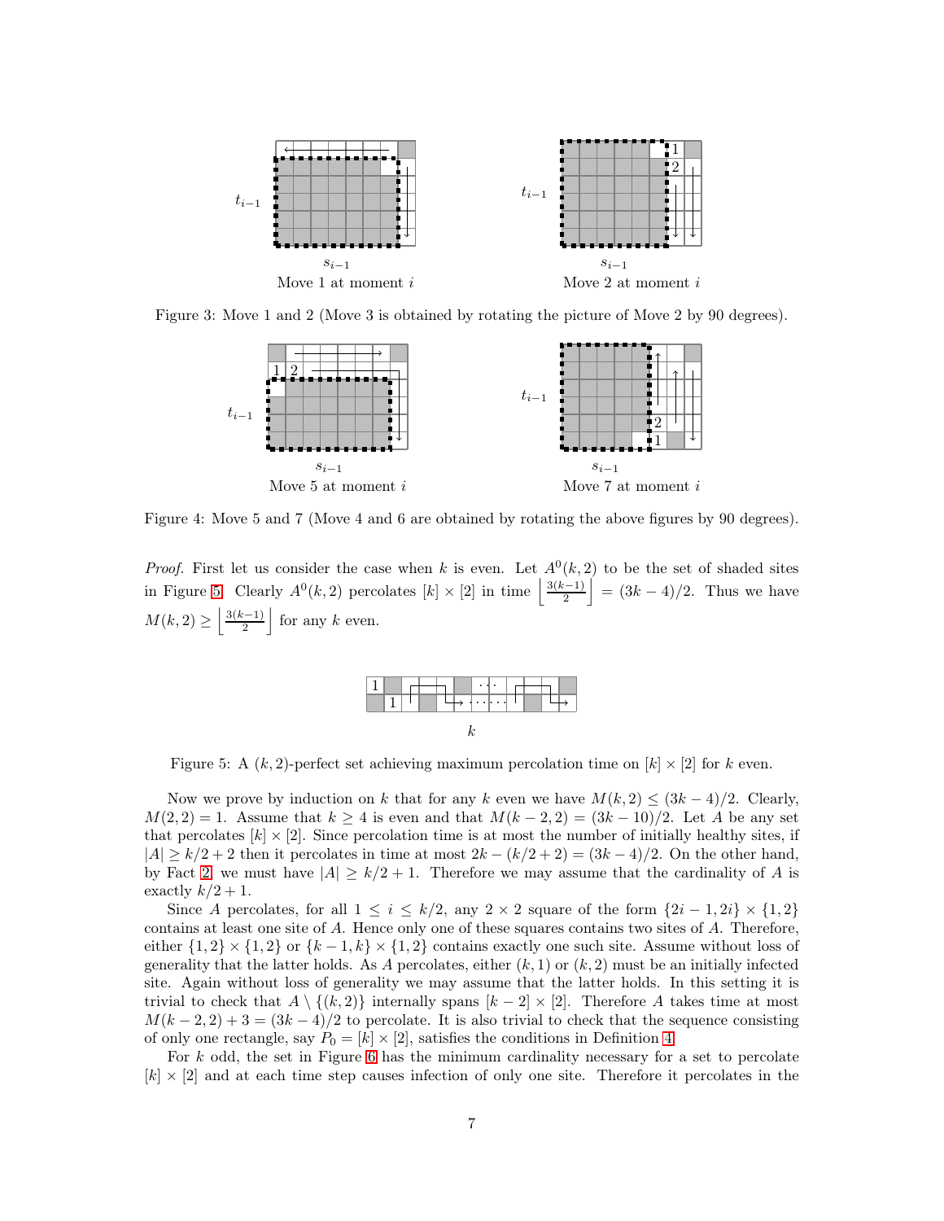Figure 3: Move 1 and 2 (Move 3 is obtained by rotating the picture of Move 2 by 90 degrees).

Figure 4: Move 5 and 7 (Move 4 and 6 are obtained by rotating the above figures by 90 degrees).

*Proof.* First let us consider the case when $k$ is even. Let $A^0(k,2)$ to be the set of shaded sites in Figure 5. Clearly $A^0(k,2)$ percolates $[k] \times [2]$ in time $\left\lfloor \frac{3(k-1)}{2} \right\rfloor = (3k-4)/2$. Thus we have $M(k,2) \geq \left\lfloor \frac{3(k-1)}{2} \right\rfloor$ for any $k$ even.

Figure 5: A $(k,2)$-perfect set achieving maximum percolation time on $[k] \times [2]$ for $k$ even.

Now we prove by induction on $k$ that for any $k$ even we have $M(k,2) \leq (3k-4)/2$. Clearly, $M(2,2) = 1$. Assume that $k \geq 4$ is even and that $M(k-2,2) = (3k-10)/2$. Let $A$ be any set that percolates $[k] \times [2]$. Since percolation time is at most the number of initially healthy sites, if $|A| \geq k/2 + 2$ then it percolates in time at most $2k - (k/2+2) = (3k-4)/2$. On the other hand, by Fact 2 we must have $|A| \geq k/2 + 1$. Therefore we may assume that the cardinality of $A$ is exactly $k/2 + 1$.

Since $A$ percolates, for all $1 \leq i \leq k/2$, any $2 \times 2$ square of the form $\{2i-1, 2i\} \times \{1,2\}$ contains at least one site of $A$. Hence only one of these squares contains two sites of $A$. Therefore, either $\{1,2\} \times \{1,2\}$ or $\{k-1,k\} \times \{1,2\}$ contains exactly one such site. Assume without loss of generality that the latter holds. As $A$ percolates, either $(k,1)$ or $(k,2)$ must be an initially infected site. Again without loss of generality we may assume that the latter holds. In this setting it is trivial to check that $A \setminus \{(k,2)\}$ internally spans $[k-2] \times [2]$. Therefore $A$ takes time at most $M(k-2,2) + 3 = (3k-4)/2$ to percolate. It is also trivial to check that the sequence consisting of only one rectangle, say $P_0 = [k] \times [2]$, satisfies the conditions in Definition 4.

For $k$ odd, the set in Figure 6 has the minimum cardinality necessary for a set to percolate $[k] \times [2]$ and at each time step causes infection of only one site. Therefore it percolates in the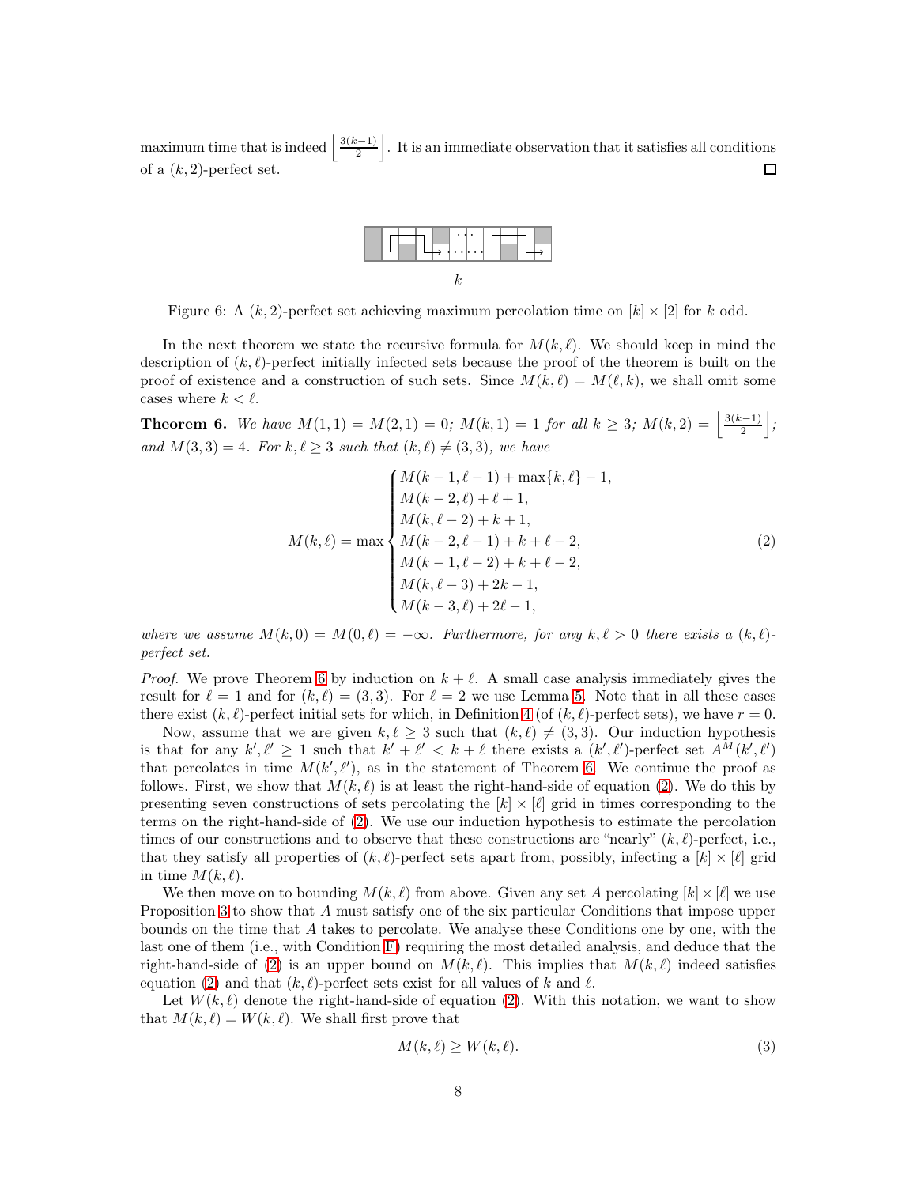maximum time that is indeed $\left\lfloor \frac{3(k-1)}{2} \right\rfloor$. It is an immediate observation that it satisfies all conditions of a $(k,2)$-perfect set. $\square$

Figure 6: A $(k,2)$-perfect set achieving maximum percolation time on $[k]\times[2]$ for $k$ odd.

In the next theorem we state the recursive formula for $M(k,\ell)$. We should keep in mind the description of $(k,\ell)$-perfect initially infected sets because the proof of the theorem is built on the proof of existence and a construction of such sets. Since $M(k,\ell) = M(\ell,k)$, we shall omit some cases where $k < \ell$.

**Theorem 6.** *We have $M(1,1) = M(2,1) = 0$; $M(k,1) = 1$ for all $k \geq 3$; $M(k,2) = \left\lfloor \frac{3(k-1)}{2} \right\rfloor$; and $M(3,3) = 4$. For $k,\ell \geq 3$ such that $(k,\ell) \neq (3,3)$, we have*

$$M(k,\ell) = \max \begin{cases} M(k-1,\ell-1) + \max\{k,\ell\} - 1, \\ M(k-2,\ell) + \ell + 1, \\ M(k,\ell-2) + k + 1, \\ M(k-2,\ell-1) + k + \ell - 2, \\ M(k-1,\ell-2) + k + \ell - 2, \\ M(k,\ell-3) + 2k - 1, \\ M(k-3,\ell) + 2\ell - 1, \end{cases} \tag{2}$$

*where we assume $M(k,0) = M(0,\ell) = -\infty$. Furthermore, for any $k,\ell > 0$ there exists a $(k,\ell)$-perfect set.*

*Proof.* We prove Theorem 6 by induction on $k+\ell$. A small case analysis immediately gives the result for $\ell = 1$ and for $(k,\ell) = (3,3)$. For $\ell = 2$ we use Lemma 5. Note that in all these cases there exist $(k,\ell)$-perfect initial sets for which, in Definition 4 (of $(k,\ell)$-perfect sets), we have $r = 0$.

Now, assume that we are given $k,\ell \geq 3$ such that $(k,\ell) \neq (3,3)$. Our induction hypothesis is that for any $k',\ell' \geq 1$ such that $k'+\ell' < k+\ell$ there exists a $(k',\ell')$-perfect set $A^M(k',\ell')$ that percolates in time $M(k',\ell')$, as in the statement of Theorem 6. We continue the proof as follows. First, we show that $M(k,\ell)$ is at least the right-hand-side of equation (2). We do this by presenting seven constructions of sets percolating the $[k]\times[\ell]$ grid in times corresponding to the terms on the right-hand-side of (2). We use our induction hypothesis to estimate the percolation times of our constructions and to observe that these constructions are "nearly" $(k,\ell)$-perfect, i.e., that they satisfy all properties of $(k,\ell)$-perfect sets apart from, possibly, infecting a $[k]\times[\ell]$ grid in time $M(k,\ell)$.

We then move on to bounding $M(k,\ell)$ from above. Given any set $A$ percolating $[k]\times[\ell]$ we use Proposition 3 to show that $A$ must satisfy one of the six particular Conditions that impose upper bounds on the time that $A$ takes to percolate. We analyse these Conditions one by one, with the last one of them (i.e., with Condition F) requiring the most detailed analysis, and deduce that the right-hand-side of (2) is an upper bound on $M(k,\ell)$. This implies that $M(k,\ell)$ indeed satisfies equation (2) and that $(k,\ell)$-perfect sets exist for all values of $k$ and $\ell$.

Let $W(k,\ell)$ denote the right-hand-side of equation (2). With this notation, we want to show that $M(k,\ell) = W(k,\ell)$. We shall first prove that

$$M(k,\ell) \geq W(k,\ell). \tag{3}$$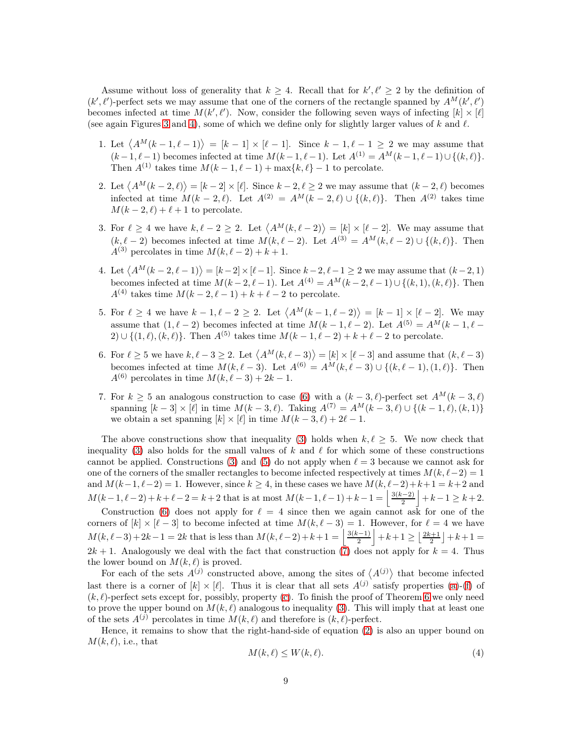Assume without loss of generality that $k \geq 4$. Recall that for $k', \ell' \geq 2$ by the definition of $(k', \ell')$-perfect sets we may assume that one of the corners of the rectangle spanned by $A^M(k', \ell')$ becomes infected at time $M(k', \ell')$. Now, consider the following seven ways of infecting $[k] \times [\ell]$ (see again Figures 3 and 4), some of which we define only for slightly larger values of $k$ and $\ell$.

1. Let $\langle A^M(k-1, \ell-1) \rangle = [k-1] \times [\ell-1]$. Since $k-1, \ell-1 \geq 2$ we may assume that $(k-1, \ell-1)$ becomes infected at time $M(k-1, \ell-1)$. Let $A^{(1)} = A^M(k-1, \ell-1) \cup \{(k, \ell)\}$. Then $A^{(1)}$ takes time $M(k-1, \ell-1) + \max\{k, \ell\} - 1$ to percolate.

2. Let $\langle A^M(k-2, \ell) \rangle = [k-2] \times [\ell]$. Since $k-2, \ell \geq 2$ we may assume that $(k-2, \ell)$ becomes infected at time $M(k-2, \ell)$. Let $A^{(2)} = A^M(k-2, \ell) \cup \{(k, \ell)\}$. Then $A^{(2)}$ takes time $M(k-2, \ell) + \ell + 1$ to percolate.

3. For $\ell \geq 4$ we have $k, \ell - 2 \geq 2$. Let $\langle A^M(k, \ell-2) \rangle = [k] \times [\ell-2]$. We may assume that $(k, \ell-2)$ becomes infected at time $M(k, \ell-2)$. Let $A^{(3)} = A^M(k, \ell-2) \cup \{(k, \ell)\}$. Then $A^{(3)}$ percolates in time $M(k, \ell-2) + k + 1$.

4. Let $\langle A^M(k-2, \ell-1) \rangle = [k-2] \times [\ell-1]$. Since $k-2, \ell-1 \geq 2$ we may assume that $(k-2, 1)$ becomes infected at time $M(k-2, \ell-1)$. Let $A^{(4)} = A^M(k-2, \ell-1) \cup \{(k,1), (k, \ell)\}$. Then $A^{(4)}$ takes time $M(k-2, \ell-1) + k + \ell - 2$ to percolate.

5. For $\ell \geq 4$ we have $k-1, \ell-2 \geq 2$. Let $\langle A^M(k-1, \ell-2) \rangle = [k-1] \times [\ell-2]$. We may assume that $(1, \ell-2)$ becomes infected at time $M(k-1, \ell-2)$. Let $A^{(5)} = A^M(k-1, \ell-2) \cup \{(1, \ell), (k, \ell)\}$. Then $A^{(5)}$ takes time $M(k-1, \ell-2) + k + \ell - 2$ to percolate.

6. For $\ell \geq 5$ we have $k, \ell-3 \geq 2$. Let $\langle A^M(k, \ell-3) \rangle = [k] \times [\ell-3]$ and assume that $(k, \ell-3)$ becomes infected at time $M(k, \ell-3)$. Let $A^{(6)} = A^M(k, \ell-3) \cup \{(k, \ell-1), (1, \ell)\}$. Then $A^{(6)}$ percolates in time $M(k, \ell-3) + 2k - 1$.

7. For $k \geq 5$ an analogous construction to case (6) with a $(k-3, \ell)$-perfect set $A^M(k-3, \ell)$ spanning $[k-3] \times [\ell]$ in time $M(k-3, \ell)$. Taking $A^{(7)} = A^M(k-3, \ell) \cup \{(k-1, \ell), (k, 1)\}$ we obtain a set spanning $[k] \times [\ell]$ in time $M(k-3, \ell) + 2\ell - 1$.

The above constructions show that inequality (3) holds when $k, \ell \geq 5$. We now check that inequality (3) also holds for the small values of $k$ and $\ell$ for which some of these constructions cannot be applied. Constructions (3) and (5) do not apply when $\ell = 3$ because we cannot ask for one of the corners of the smaller rectangles to become infected respectively at times $M(k, \ell-2) = 1$ and $M(k-1, \ell-2) = 1$. However, since $k \geq 4$, in these cases we have $M(k, \ell-2) + k + 1 = k + 2$ and $M(k-1, \ell-2) + k + \ell - 2 = k + 2$ that is at most $M(k-1, \ell-1) + k - 1 = \left\lfloor \frac{3(k-2)}{2} \right\rfloor + k - 1 \geq k + 2$.

Construction (6) does not apply for $\ell = 4$ since then we again cannot ask for one of the corners of $[k] \times [\ell-3]$ to become infected at time $M(k, \ell-3) = 1$. However, for $\ell = 4$ we have $M(k, \ell-3) + 2k - 1 = 2k$ that is less than $M(k, \ell-2) + k + 1 = \left\lfloor \frac{3(k-1)}{2} \right\rfloor + k + 1 \geq \left\lfloor \frac{2k+1}{2} \right\rfloor + k + 1 = 2k + 1$. Analogously we deal with the fact that construction (7) does not apply for $k = 4$. Thus the lower bound on $M(k, \ell)$ is proved.

For each of the sets $A^{(j)}$ constructed above, among the sites of $\langle A^{(j)} \rangle$ that become infected last there is a corner of $[k] \times [\ell]$. Thus it is clear that all sets $A^{(j)}$ satisfy properties (a)-(f) of $(k, \ell)$-perfect sets except for, possibly, property (c). To finish the proof of Theorem 6 we only need to prove the upper bound on $M(k, \ell)$ analogous to inequality (3). This will imply that at least one of the sets $A^{(j)}$ percolates in time $M(k, \ell)$ and therefore is $(k, \ell)$-perfect.

Hence, it remains to show that the right-hand-side of equation (2) is also an upper bound on $M(k, \ell)$, i.e., that

$$M(k, \ell) \leq W(k, \ell). \tag{4}$$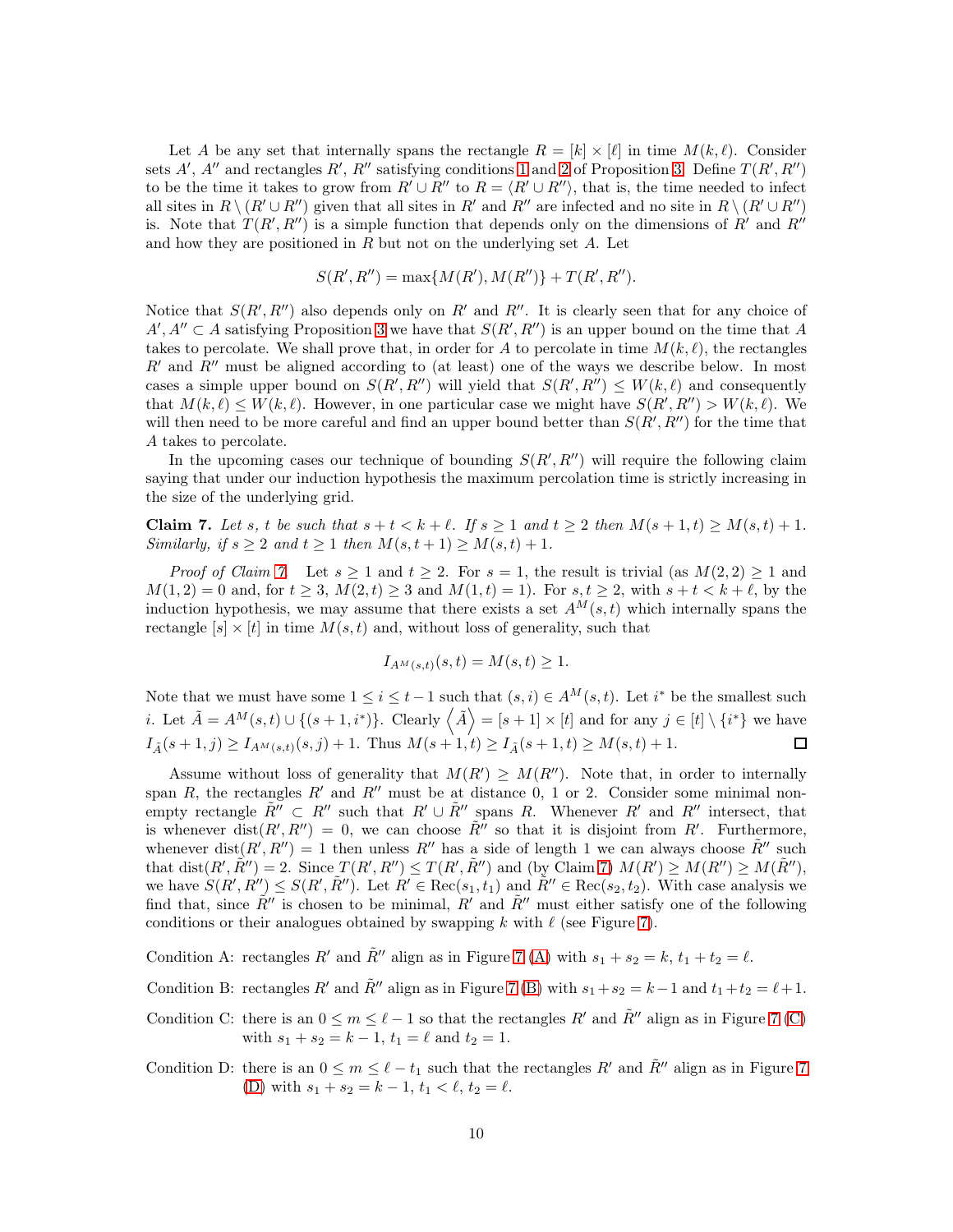Let $A$ be any set that internally spans the rectangle $R = [k] \times [\ell]$ in time $M(k, \ell)$. Consider sets $A'$, $A''$ and rectangles $R'$, $R''$ satisfying conditions 1 and 2 of Proposition 3. Define $T(R', R'')$ to be the time it takes to grow from $R' \cup R''$ to $R = \langle R' \cup R'' \rangle$, that is, the time needed to infect all sites in $R \setminus (R' \cup R'')$ given that all sites in $R'$ and $R''$ are infected and no site in $R \setminus (R' \cup R'')$ is. Note that $T(R', R'')$ is a simple function that depends only on the dimensions of $R'$ and $R''$ and how they are positioned in $R$ but not on the underlying set $A$. Let

$$S(R', R'') = \max\{M(R'), M(R'')\} + T(R', R'').$$

Notice that $S(R', R'')$ also depends only on $R'$ and $R''$. It is clearly seen that for any choice of $A', A'' \subset A$ satisfying Proposition 3 we have that $S(R', R'')$ is an upper bound on the time that $A$ takes to percolate. We shall prove that, in order for $A$ to percolate in time $M(k, \ell)$, the rectangles $R'$ and $R''$ must be aligned according to (at least) one of the ways we describe below. In most cases a simple upper bound on $S(R', R'')$ will yield that $S(R', R'') \leq W(k, \ell)$ and consequently that $M(k, \ell) \leq W(k, \ell)$. However, in one particular case we might have $S(R', R'') > W(k, \ell)$. We will then need to be more careful and find an upper bound better than $S(R', R'')$ for the time that $A$ takes to percolate.

In the upcoming cases our technique of bounding $S(R', R'')$ will require the following claim saying that under our induction hypothesis the maximum percolation time is strictly increasing in the size of the underlying grid.

**Claim 7.** *Let $s$, $t$ be such that $s + t < k + \ell$. If $s \geq 1$ and $t \geq 2$ then $M(s + 1, t) \geq M(s, t) + 1$. Similarly, if $s \geq 2$ and $t \geq 1$ then $M(s, t + 1) \geq M(s, t) + 1$.*

*Proof of Claim 7.* Let $s \geq 1$ and $t \geq 2$. For $s = 1$, the result is trivial (as $M(2, 2) \geq 1$ and $M(1, 2) = 0$ and, for $t \geq 3$, $M(2, t) \geq 3$ and $M(1, t) = 1$). For $s, t \geq 2$, with $s + t < k + \ell$, by the induction hypothesis, we may assume that there exists a set $A^M(s, t)$ which internally spans the rectangle $[s] \times [t]$ in time $M(s, t)$ and, without loss of generality, such that

$$I_{A^M(s,t)}(s, t) = M(s, t) \geq 1.$$

Note that we must have some $1 \leq i \leq t - 1$ such that $(s, i) \in A^M(s, t)$. Let $i^*$ be the smallest such $i$. Let $\tilde{A} = A^M(s, t) \cup \{(s + 1, i^*)\}$. Clearly $\left\langle \tilde{A} \right\rangle = [s + 1] \times [t]$ and for any $j \in [t] \setminus \{i^*\}$ we have $I_{\tilde{A}}(s + 1, j) \geq I_{A^M(s,t)}(s, j) + 1$. Thus $M(s + 1, t) \geq I_{\tilde{A}}(s + 1, t) \geq M(s, t) + 1$. □

Assume without loss of generality that $M(R') \geq M(R'')$. Note that, in order to internally span $R$, the rectangles $R'$ and $R''$ must be at distance 0, 1 or 2. Consider some minimal non-empty rectangle $\tilde{R}'' \subset R''$ such that $R' \cup \tilde{R}''$ spans $R$. Whenever $R'$ and $R''$ intersect, that is whenever $\text{dist}(R', R'') = 0$, we can choose $\tilde{R}''$ so that it is disjoint from $R'$. Furthermore, whenever $\text{dist}(R', R'') = 1$ then unless $R''$ has a side of length 1 we can always choose $\tilde{R}''$ such that $\text{dist}(R', \tilde{R}'') = 2$. Since $T(R', R'') \leq T(R', \tilde{R}'')$ and (by Claim 7) $M(R') \geq M(R'') \geq M(\tilde{R}'')$, we have $S(R', R'') \leq S(R', \tilde{R}'')$. Let $R' \in \text{Rec}(s_1, t_1)$ and $\tilde{R}'' \in \text{Rec}(s_2, t_2)$. With case analysis we find that, since $\tilde{R}''$ is chosen to be minimal, $R'$ and $\tilde{R}''$ must either satisfy one of the following conditions or their analogues obtained by swapping $k$ with $\ell$ (see Figure 7).

Condition A: rectangles $R'$ and $\tilde{R}''$ align as in Figure 7 (A) with $s_1 + s_2 = k$, $t_1 + t_2 = \ell$.

Condition B: rectangles $R'$ and $\tilde{R}''$ align as in Figure 7 (B) with $s_1 + s_2 = k - 1$ and $t_1 + t_2 = \ell + 1$.

Condition C: there is an $0 \leq m \leq \ell - 1$ so that the rectangles $R'$ and $\tilde{R}''$ align as in Figure 7 (C) with $s_1 + s_2 = k - 1$, $t_1 = \ell$ and $t_2 = 1$.

Condition D: there is an $0 \leq m \leq \ell - t_1$ such that the rectangles $R'$ and $\tilde{R}''$ align as in Figure 7 (D) with $s_1 + s_2 = k - 1$, $t_1 < \ell$, $t_2 = \ell$.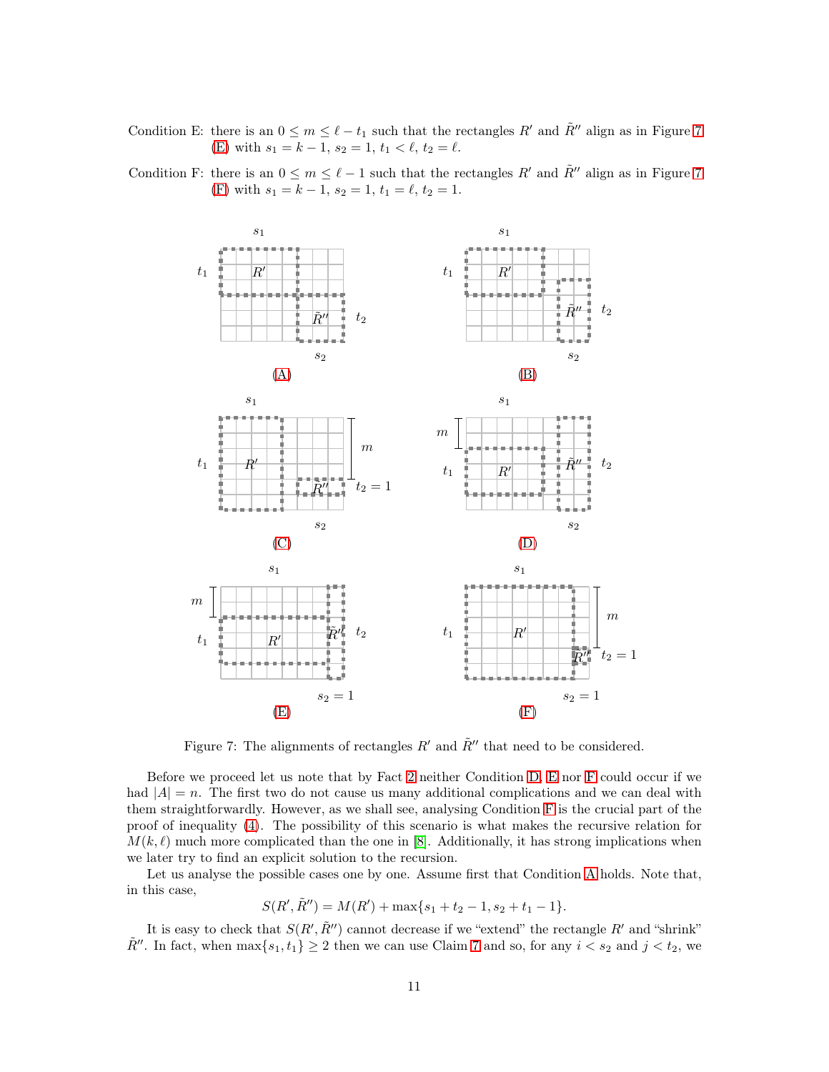Condition E: there is an $0 \le m \le \ell - t_1$ such that the rectangles $R'$ and $\tilde{R}''$ align as in Figure 7 (E) with $s_1 = k-1$, $s_2 = 1$, $t_1 < \ell$, $t_2 = \ell$.

Condition F: there is an $0 \le m \le \ell - 1$ such that the rectangles $R'$ and $\tilde{R}''$ align as in Figure 7 (F) with $s_1 = k-1$, $s_2 = 1$, $t_1 = \ell$, $t_2 = 1$.

Figure 7: The alignments of rectangles $R'$ and $\tilde{R}''$ that need to be considered.

Before we proceed let us note that by Fact 2 neither Condition D, E nor F could occur if we had $|A| = n$. The first two do not cause us many additional complications and we can deal with them straightforwardly. However, as we shall see, analysing Condition F is the crucial part of the proof of inequality (4). The possibility of this scenario is what makes the recursive relation for $M(k, \ell)$ much more complicated than the one in [8]. Additionally, it has strong implications when we later try to find an explicit solution to the recursion.

Let us analyse the possible cases one by one. Assume first that Condition A holds. Note that, in this case,

$$S(R', \tilde{R}'') = M(R') + \max\{s_1 + t_2 - 1, s_2 + t_1 - 1\}.$$

It is easy to check that $S(R', \tilde{R}'')$ cannot decrease if we "extend" the rectangle $R'$ and "shrink" $\tilde{R}''$. In fact, when $\max\{s_1, t_1\} \ge 2$ then we can use Claim 7 and so, for any $i < s_2$ and $j < t_2$, we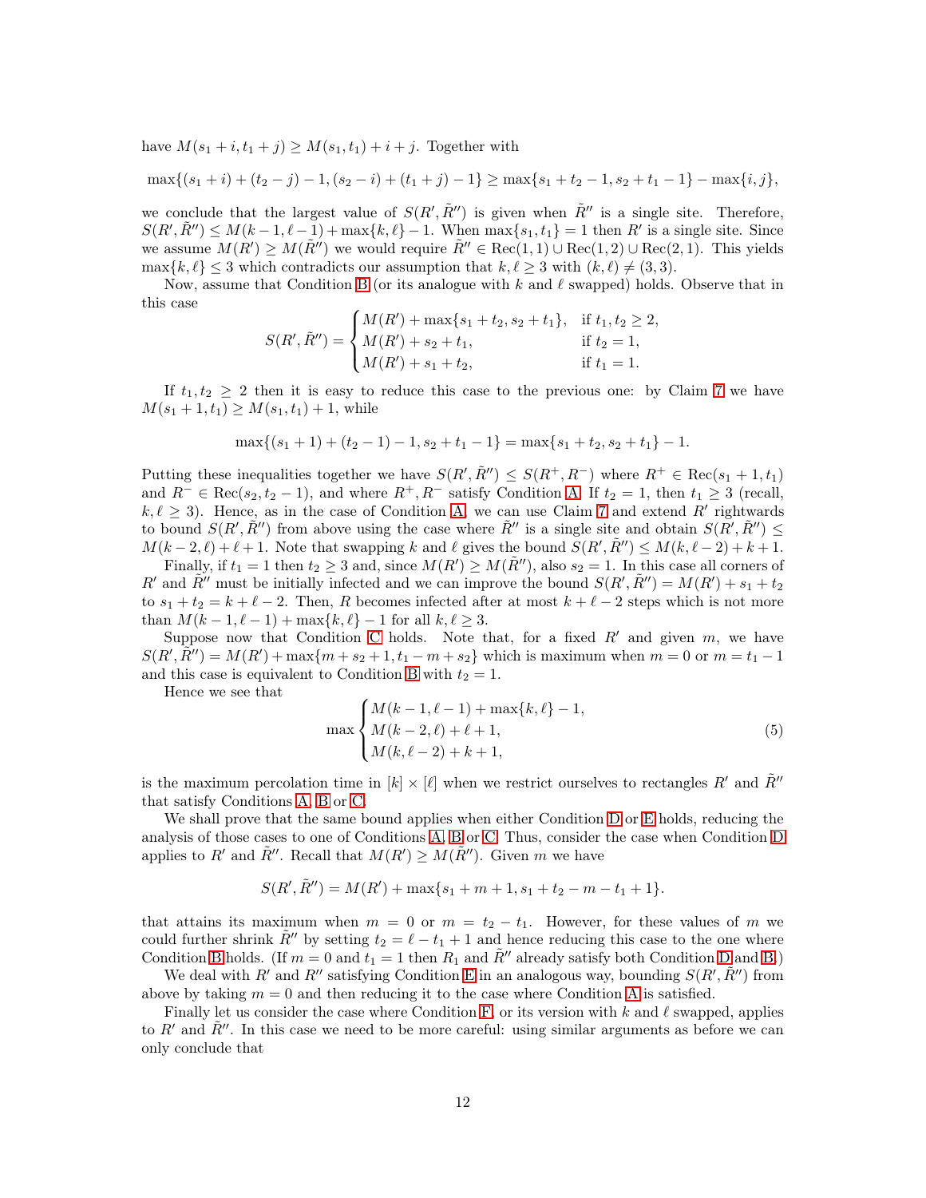have $M(s_1+i, t_1+j) \geq M(s_1,t_1)+i+j$. Together with

$$\max\{(s_1+i)+(t_2-j)-1, (s_2-i)+(t_1+j)-1\} \geq \max\{s_1+t_2-1, s_2+t_1-1\} - \max\{i,j\},$$

we conclude that the largest value of $S(R', \tilde{R}'')$ is given when $\tilde{R}''$ is a single site. Therefore, $S(R', \tilde{R}'') \leq M(k-1, \ell-1) + \max\{k,\ell\} - 1$. When $\max\{s_1, t_1\} = 1$ then $R'$ is a single site. Since we assume $M(R') \geq M(\tilde{R}'')$ we would require $\tilde{R}'' \in \mathrm{Rec}(1,1) \cup \mathrm{Rec}(1,2) \cup \mathrm{Rec}(2,1)$. This yields $\max\{k,\ell\} \leq 3$ which contradicts our assumption that $k, \ell \geq 3$ with $(k,\ell) \neq (3,3)$.

Now, assume that Condition B (or its analogue with $k$ and $\ell$ swapped) holds. Observe that in this case

$$S(R', \tilde{R}'') = \begin{cases} M(R') + \max\{s_1+t_2, s_2+t_1\}, & \text{if } t_1, t_2 \geq 2, \\ M(R') + s_2 + t_1, & \text{if } t_2 = 1, \\ M(R') + s_1 + t_2, & \text{if } t_1 = 1. \end{cases}$$

If $t_1, t_2 \geq 2$ then it is easy to reduce this case to the previous one: by Claim 7 we have $M(s_1+1, t_1) \geq M(s_1, t_1) + 1$, while

$$\max\{(s_1+1)+(t_2-1)-1, s_2+t_1-1\} = \max\{s_1+t_2, s_2+t_1\} - 1.$$

Putting these inequalities together we have $S(R', \tilde{R}'') \leq S(R^+, R^-)$ where $R^+ \in \mathrm{Rec}(s_1+1, t_1)$ and $R^- \in \mathrm{Rec}(s_2, t_2-1)$, and where $R^+, R^-$ satisfy Condition A. If $t_2 = 1$, then $t_1 \geq 3$ (recall, $k, \ell \geq 3$). Hence, as in the case of Condition A, we can use Claim 7 and extend $R'$ rightwards to bound $S(R', \tilde{R}'')$ from above using the case where $\tilde{R}''$ is a single site and obtain $S(R', \tilde{R}'') \leq M(k-2, \ell) + \ell + 1$. Note that swapping $k$ and $\ell$ gives the bound $S(R', \tilde{R}'') \leq M(k, \ell-2) + k + 1$.

Finally, if $t_1 = 1$ then $t_2 \geq 3$ and, since $M(R') \geq M(\tilde{R}'')$, also $s_2 = 1$. In this case all corners of $R'$ and $\tilde{R}''$ must be initially infected and we can improve the bound $S(R', \tilde{R}'') = M(R') + s_1 + t_2$ to $s_1 + t_2 = k + \ell - 2$. Then, $R$ becomes infected after at most $k + \ell - 2$ steps which is not more than $M(k-1, \ell-1) + \max\{k, \ell\} - 1$ for all $k, \ell \geq 3$.

Suppose now that Condition C holds. Note that, for a fixed $R'$ and given $m$, we have $S(R', \tilde{R}'') = M(R') + \max\{m + s_2 + 1, t_1 - m + s_2\}$ which is maximum when $m = 0$ or $m = t_1 - 1$ and this case is equivalent to Condition B with $t_2 = 1$.

Hence we see that

$$\max \begin{cases} M(k-1, \ell-1) + \max\{k, \ell\} - 1, \\ M(k-2, \ell) + \ell + 1, \\ M(k, \ell-2) + k + 1, \end{cases} \tag{5}$$

is the maximum percolation time in $[k] \times [\ell]$ when we restrict ourselves to rectangles $R'$ and $\tilde{R}''$ that satisfy Conditions A, B or C.

We shall prove that the same bound applies when either Condition D or E holds, reducing the analysis of those cases to one of Conditions A, B or C. Thus, consider the case when Condition D applies to $R'$ and $\tilde{R}''$. Recall that $M(R') \geq M(\tilde{R}'')$. Given $m$ we have

$$S(R', \tilde{R}'') = M(R') + \max\{s_1 + m + 1, s_1 + t_2 - m - t_1 + 1\}.$$

that attains its maximum when $m = 0$ or $m = t_2 - t_1$. However, for these values of $m$ we could further shrink $\tilde{R}''$ by setting $t_2 = \ell - t_1 + 1$ and hence reducing this case to the one where Condition B holds. (If $m = 0$ and $t_1 = 1$ then $R_1$ and $\tilde{R}''$ already satisfy both Condition D and B.)

We deal with $R'$ and $R''$ satisfying Condition E in an analogous way, bounding $S(R', \tilde{R}'')$ from above by taking $m = 0$ and then reducing it to the case where Condition A is satisfied.

Finally let us consider the case where Condition F, or its version with $k$ and $\ell$ swapped, applies to $R'$ and $\tilde{R}''$. In this case we need to be more careful: using similar arguments as before we can only conclude that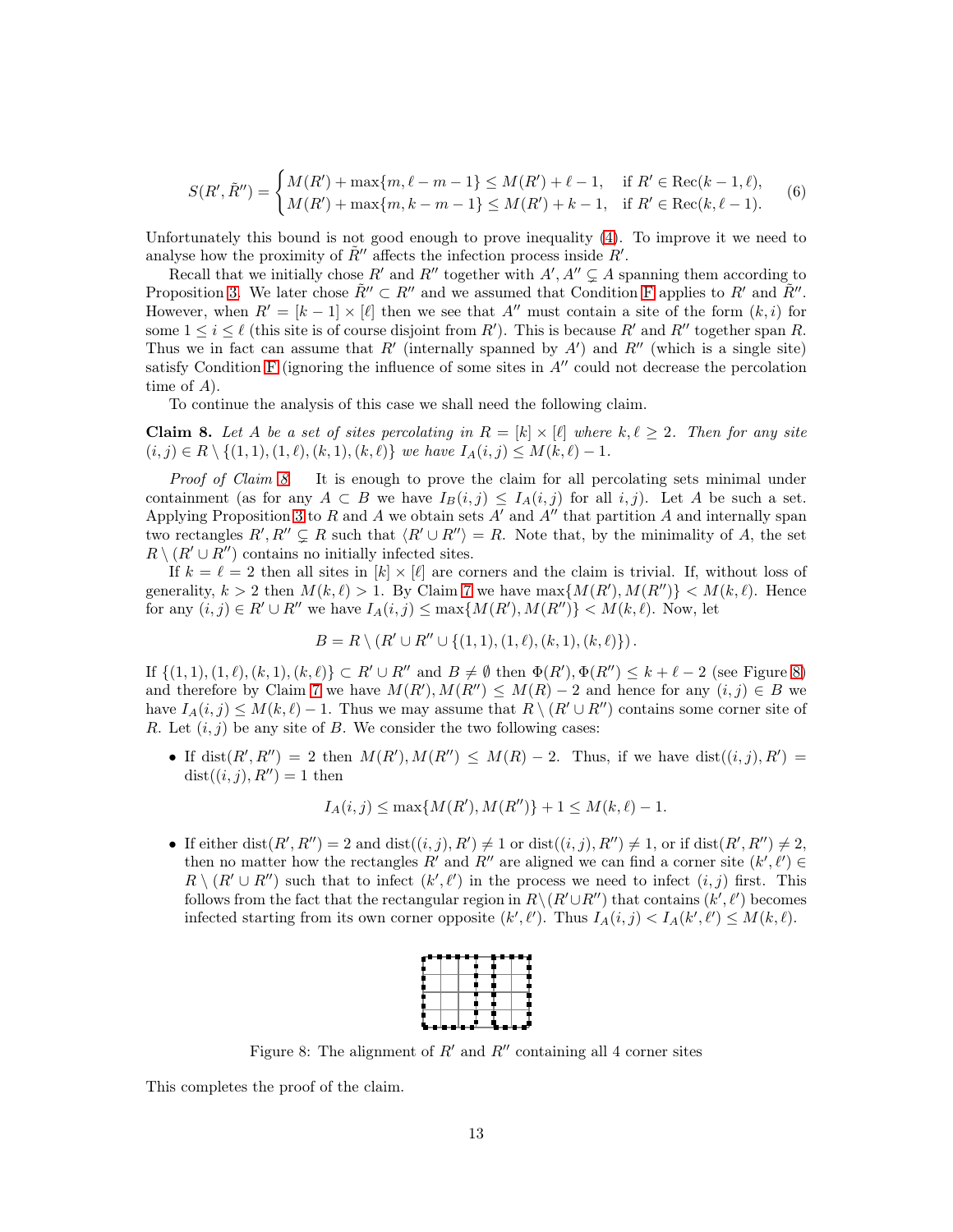$$S(R', \tilde{R}'') = \begin{cases} M(R') + \max\{m, \ell - m - 1\} \leq M(R') + \ell - 1, & \text{if } R' \in \mathrm{Rec}(k-1, \ell), \\ M(R') + \max\{m, k - m - 1\} \leq M(R') + k - 1, & \text{if } R' \in \mathrm{Rec}(k, \ell - 1). \end{cases} \tag{6}$$

Unfortunately this bound is not good enough to prove inequality (4). To improve it we need to analyse how the proximity of $\tilde{R}''$ affects the infection process inside $R'$.

Recall that we initially chose $R'$ and $R''$ together with $A', A'' \subsetneq A$ spanning them according to Proposition 3. We later chose $\tilde{R}'' \subset R''$ and we assumed that Condition F applies to $R'$ and $\tilde{R}''$. However, when $R' = [k-1] \times [\ell]$ then we see that $A''$ must contain a site of the form $(k, i)$ for some $1 \leq i \leq \ell$ (this site is of course disjoint from $R'$). This is because $R'$ and $R''$ together span $R$. Thus we in fact can assume that $R'$ (internally spanned by $A'$) and $R''$ (which is a single site) satisfy Condition F (ignoring the influence of some sites in $A''$ could not decrease the percolation time of $A$).

To continue the analysis of this case we shall need the following claim.

**Claim 8.** *Let $A$ be a set of sites percolating in $R = [k] \times [\ell]$ where $k, \ell \geq 2$. Then for any site $(i,j) \in R \setminus \{(1,1), (1,\ell), (k,1), (k,\ell)\}$ we have $I_A(i,j) \leq M(k,\ell) - 1$.*

*Proof of Claim 8.* It is enough to prove the claim for all percolating sets minimal under containment (as for any $A \subset B$ we have $I_B(i,j) \leq I_A(i,j)$ for all $i, j$). Let $A$ be such a set. Applying Proposition 3 to $R$ and $A$ we obtain sets $A'$ and $A''$ that partition $A$ and internally span two rectangles $R', R'' \subsetneq R$ such that $\langle R' \cup R'' \rangle = R$. Note that, by the minimality of $A$, the set $R \setminus (R' \cup R'')$ contains no initially infected sites.

If $k = \ell = 2$ then all sites in $[k] \times [\ell]$ are corners and the claim is trivial. If, without loss of generality, $k > 2$ then $M(k, \ell) > 1$. By Claim 7 we have $\max\{M(R'), M(R'')\} < M(k,\ell)$. Hence for any $(i,j) \in R' \cup R''$ we have $I_A(i,j) \leq \max\{M(R'), M(R'')\} < M(k,\ell)$. Now, let

$$B = R \setminus (R' \cup R'' \cup \{(1,1), (1,\ell), (k,1), (k,\ell)\}).$$

If $\{(1,1), (1,\ell), (k,1), (k,\ell)\} \subset R' \cup R''$ and $B \neq \emptyset$ then $\Phi(R'), \Phi(R'') \leq k + \ell - 2$ (see Figure 8) and therefore by Claim 7 we have $M(R'), M(R'') \leq M(R) - 2$ and hence for any $(i,j) \in B$ we have $I_A(i,j) \leq M(k,\ell) - 1$. Thus we may assume that $R \setminus (R' \cup R'')$ contains some corner site of $R$. Let $(i,j)$ be any site of $B$. We consider the two following cases:

- If $\mathrm{dist}(R', R'') = 2$ then $M(R'), M(R'') \leq M(R) - 2$. Thus, if we have $\mathrm{dist}((i,j), R') = \mathrm{dist}((i,j), R'') = 1$ then

$$I_A(i,j) \leq \max\{M(R'), M(R'')\} + 1 \leq M(k,\ell) - 1.$$

- If either $\mathrm{dist}(R', R'') = 2$ and $\mathrm{dist}((i,j), R') \neq 1$ or $\mathrm{dist}((i,j), R'') \neq 1$, or if $\mathrm{dist}(R', R'') \neq 2$, then no matter how the rectangles $R'$ and $R''$ are aligned we can find a corner site $(k', \ell') \in R \setminus (R' \cup R'')$ such that to infect $(k', \ell')$ in the process we need to infect $(i,j)$ first. This follows from the fact that the rectangular region in $R \setminus (R' \cup R'')$ that contains $(k', \ell')$ becomes infected starting from its own corner opposite $(k', \ell')$. Thus $I_A(i,j) < I_A(k', \ell') \leq M(k, \ell)$.

Figure 8: The alignment of $R'$ and $R''$ containing all 4 corner sites

This completes the proof of the claim.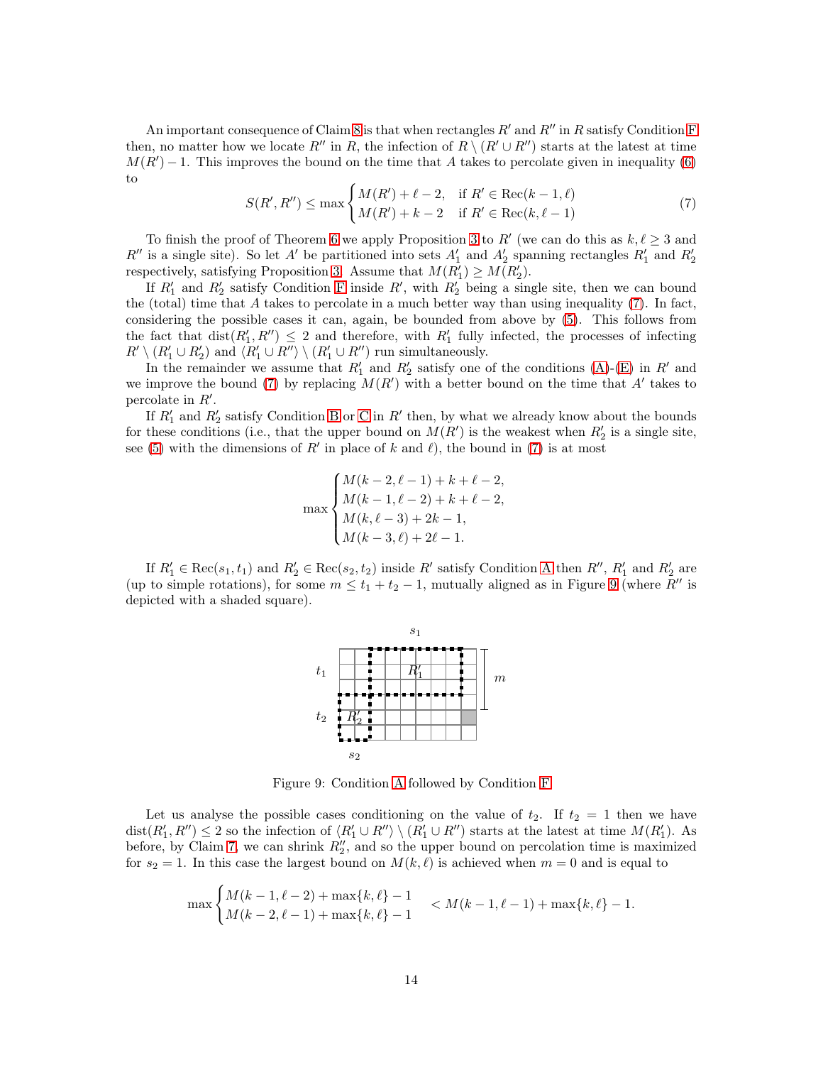An important consequence of Claim 8 is that when rectangles $R'$ and $R''$ in $R$ satisfy Condition F then, no matter how we locate $R''$ in $R$, the infection of $R \setminus (R' \cup R'')$ starts at the latest at time $M(R') - 1$. This improves the bound on the time that $A$ takes to percolate given in inequality (6) to

$$S(R', R'') \leq \max \begin{cases} M(R') + \ell - 2, & \text{if } R' \in \operatorname{Rec}(k-1, \ell) \\ M(R') + k - 2 & \text{if } R' \in \operatorname{Rec}(k, \ell - 1) \end{cases} \tag{7}$$

To finish the proof of Theorem 6 we apply Proposition 3 to $R'$ (we can do this as $k, \ell \geq 3$ and $R''$ is a single site). So let $A'$ be partitioned into sets $A'_1$ and $A'_2$ spanning rectangles $R'_1$ and $R'_2$ respectively, satisfying Proposition 3. Assume that $M(R'_1) \geq M(R'_2)$.

If $R'_1$ and $R'_2$ satisfy Condition F inside $R'$, with $R'_2$ being a single site, then we can bound the (total) time that $A$ takes to percolate in a much better way than using inequality (7). In fact, considering the possible cases it can, again, be bounded from above by (5). This follows from the fact that $\operatorname{dist}(R'_1, R'') \leq 2$ and therefore, with $R'_1$ fully infected, the processes of infecting $R' \setminus (R'_1 \cup R'_2)$ and $\langle R'_1 \cup R'' \rangle \setminus (R'_1 \cup R'')$ run simultaneously.

In the remainder we assume that $R'_1$ and $R'_2$ satisfy one of the conditions (A)-(E) in $R'$ and we improve the bound (7) by replacing $M(R')$ with a better bound on the time that $A'$ takes to percolate in $R'$.

If $R'_1$ and $R'_2$ satisfy Condition B or C in $R'$ then, by what we already know about the bounds for these conditions (i.e., that the upper bound on $M(R')$ is the weakest when $R'_2$ is a single site, see (5) with the dimensions of $R'$ in place of $k$ and $\ell$), the bound in (7) is at most

$$\max \begin{cases} M(k-2, \ell-1) + k + \ell - 2, \\ M(k-1, \ell-2) + k + \ell - 2, \\ M(k, \ell-3) + 2k - 1, \\ M(k-3, \ell) + 2\ell - 1. \end{cases}$$

If $R'_1 \in \operatorname{Rec}(s_1, t_1)$ and $R'_2 \in \operatorname{Rec}(s_2, t_2)$ inside $R'$ satisfy Condition A then $R''$, $R'_1$ and $R'_2$ are (up to simple rotations), for some $m \leq t_1 + t_2 - 1$, mutually aligned as in Figure 9 (where $R''$ is depicted with a shaded square).

Figure 9: Condition A followed by Condition F

Let us analyse the possible cases conditioning on the value of $t_2$. If $t_2 = 1$ then we have $\operatorname{dist}(R'_1, R'') \leq 2$ so the infection of $\langle R'_1 \cup R'' \rangle \setminus (R'_1 \cup R'')$ starts at the latest at time $M(R'_1)$. As before, by Claim 7, we can shrink $R''_2$, and so the upper bound on percolation time is maximized for $s_2 = 1$. In this case the largest bound on $M(k, \ell)$ is achieved when $m = 0$ and is equal to

$$\max \begin{cases} M(k-1, \ell-2) + \max\{k, \ell\} - 1 \\ M(k-2, \ell-1) + \max\{k, \ell\} - 1 \end{cases} < M(k-1, \ell-1) + \max\{k, \ell\} - 1.$$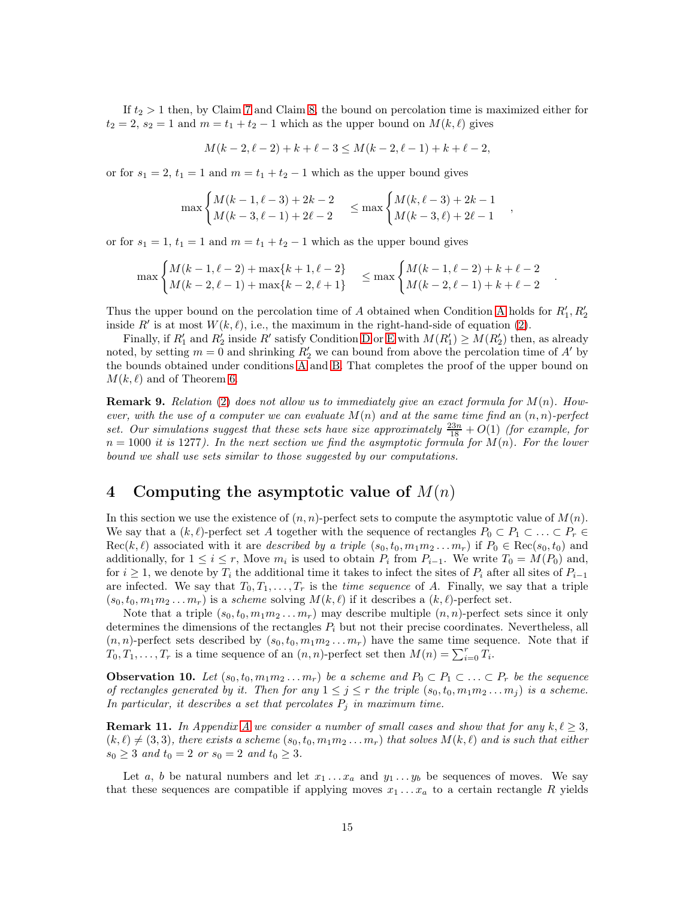If $t_2 > 1$ then, by Claim 7 and Claim 8, the bound on percolation time is maximized either for $t_2 = 2$, $s_2 = 1$ and $m = t_1 + t_2 - 1$ which as the upper bound on $M(k, \ell)$ gives

$$M(k-2, \ell-2) + k + \ell - 3 \leq M(k-2, \ell-1) + k + \ell - 2,$$

or for $s_1 = 2$, $t_1 = 1$ and $m = t_1 + t_2 - 1$ which as the upper bound gives

$$\max \begin{cases} M(k-1, \ell-3) + 2k - 2 \\ M(k-3, \ell-1) + 2\ell - 2 \end{cases} \leq \max \begin{cases} M(k, \ell-3) + 2k - 1 \\ M(k-3, \ell) + 2\ell - 1 \end{cases},$$

or for $s_1 = 1$, $t_1 = 1$ and $m = t_1 + t_2 - 1$ which as the upper bound gives

$$\max \begin{cases} M(k-1, \ell-2) + \max\{k+1, \ell-2\} \\ M(k-2, \ell-1) + \max\{k-2, \ell+1\} \end{cases} \leq \max \begin{cases} M(k-1, \ell-2) + k + \ell - 2 \\ M(k-2, \ell-1) + k + \ell - 2 \end{cases}.$$

Thus the upper bound on the percolation time of $A$ obtained when Condition A holds for $R'_1, R'_2$ inside $R'$ is at most $W(k, \ell)$, i.e., the maximum in the right-hand-side of equation (2).

Finally, if $R'_1$ and $R'_2$ inside $R'$ satisfy Condition D or E with $M(R'_1) \geq M(R'_2)$ then, as already noted, by setting $m = 0$ and shrinking $R'_2$ we can bound from above the percolation time of $A'$ by the bounds obtained under conditions A and B. That completes the proof of the upper bound on $M(k, \ell)$ and of Theorem 6.

**Remark 9.** *Relation (2) does not allow us to immediately give an exact formula for $M(n)$. However, with the use of a computer we can evaluate $M(n)$ and at the same time find an $(n, n)$-perfect set. Our simulations suggest that these sets have size approximately $\frac{23n}{18} + O(1)$ (for example, for $n = 1000$ it is 1277). In the next section we find the asymptotic formula for $M(n)$. For the lower bound we shall use sets similar to those suggested by our computations.*

## 4 Computing the asymptotic value of $M(n)$

In this section we use the existence of $(n, n)$-perfect sets to compute the asymptotic value of $M(n)$. We say that a $(k, \ell)$-perfect set $A$ together with the sequence of rectangles $P_0 \subset P_1 \subset \ldots \subset P_r \in \text{Rec}(k, \ell)$ associated with it are *described by a triple* $(s_0, t_0, m_1 m_2 \ldots m_r)$ if $P_0 \in \text{Rec}(s_0, t_0)$ and additionally, for $1 \leq i \leq r$, Move $m_i$ is used to obtain $P_i$ from $P_{i-1}$. We write $T_0 = M(P_0)$ and, for $i \geq 1$, we denote by $T_i$ the additional time it takes to infect the sites of $P_i$ after all sites of $P_{i-1}$ are infected. We say that $T_0, T_1, \ldots, T_r$ is the *time sequence* of $A$. Finally, we say that a triple $(s_0, t_0, m_1 m_2 \ldots m_r)$ is a *scheme* solving $M(k, \ell)$ if it describes a $(k, \ell)$-perfect set.

Note that a triple $(s_0, t_0, m_1 m_2 \ldots m_r)$ may describe multiple $(n, n)$-perfect sets since it only determines the dimensions of the rectangles $P_i$ but not their precise coordinates. Nevertheless, all $(n, n)$-perfect sets described by $(s_0, t_0, m_1 m_2 \ldots m_r)$ have the same time sequence. Note that if $T_0, T_1, \ldots, T_r$ is a time sequence of an $(n, n)$-perfect set then $M(n) = \sum_{i=0}^{r} T_i$.

**Observation 10.** *Let $(s_0, t_0, m_1 m_2 \ldots m_r)$ be a scheme and $P_0 \subset P_1 \subset \ldots \subset P_r$ be the sequence of rectangles generated by it. Then for any $1 \leq j \leq r$ the triple $(s_0, t_0, m_1 m_2 \ldots m_j)$ is a scheme. In particular, it describes a set that percolates $P_j$ in maximum time.*

**Remark 11.** *In Appendix A we consider a number of small cases and show that for any $k, \ell \geq 3$, $(k, \ell) \neq (3, 3)$, there exists a scheme $(s_0, t_0, m_1 m_2 \ldots m_r)$ that solves $M(k, \ell)$ and is such that either $s_0 \geq 3$ and $t_0 = 2$ or $s_0 = 2$ and $t_0 \geq 3$.*

Let $a$, $b$ be natural numbers and let $x_1 \ldots x_a$ and $y_1 \ldots y_b$ be sequences of moves. We say that these sequences are compatible if applying moves $x_1 \ldots x_a$ to a certain rectangle $R$ yields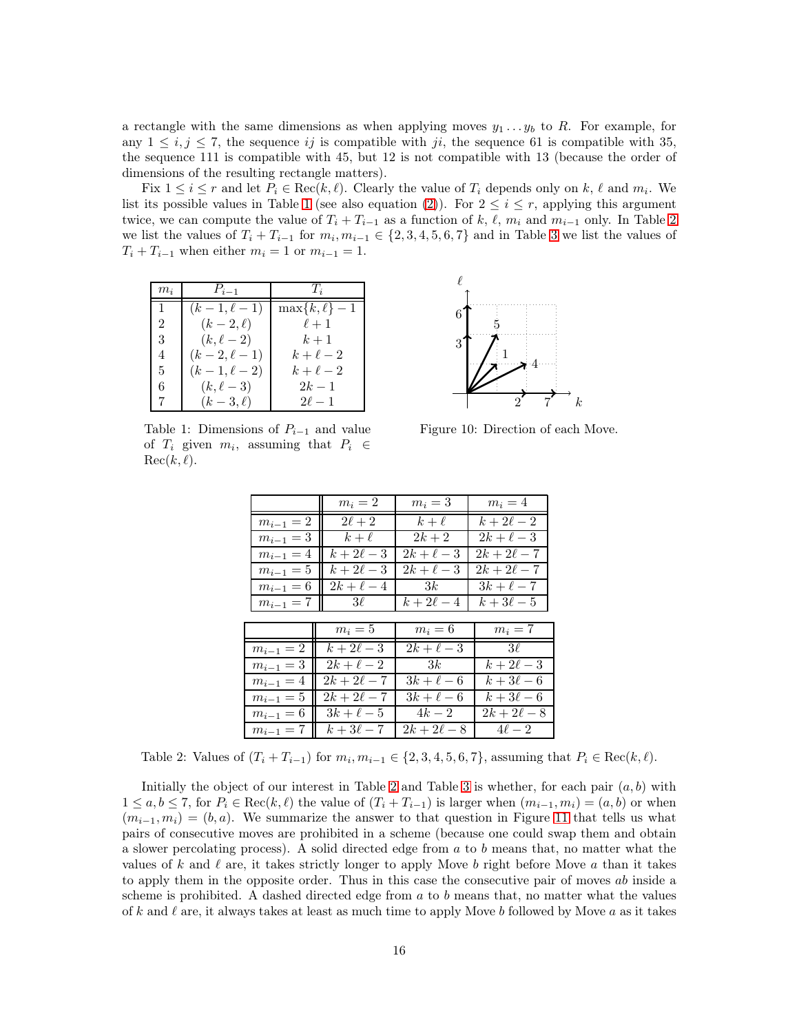a rectangle with the same dimensions as when applying moves $y_1 \dots y_b$ to $R$. For example, for any $1 \le i, j \le 7$, the sequence $ij$ is compatible with $ji$, the sequence 61 is compatible with 35, the sequence 111 is compatible with 45, but 12 is not compatible with 13 (because the order of dimensions of the resulting rectangle matters).

Fix $1 \le i \le r$ and let $P_i \in \mathrm{Rec}(k, \ell)$. Clearly the value of $T_i$ depends only on $k$, $\ell$ and $m_i$. We list its possible values in Table 1 (see also equation (2)). For $2 \le i \le r$, applying this argument twice, we can compute the value of $T_i + T_{i-1}$ as a function of $k$, $\ell$, $m_i$ and $m_{i-1}$ only. In Table 2 we list the values of $T_i + T_{i-1}$ for $m_i, m_{i-1} \in \{2, 3, 4, 5, 6, 7\}$ and in Table 3 we list the values of $T_i + T_{i-1}$ when either $m_i = 1$ or $m_{i-1} = 1$.

| $m_i$ | $P_{i-1}$ | $T_i$ |
|---|---|---|
| 1 | $(k-1, \ell-1)$ | $\max\{k, \ell\} - 1$ |
| 2 | $(k-2, \ell)$ | $\ell + 1$ |
| 3 | $(k, \ell-2)$ | $k + 1$ |
| 4 | $(k-2, \ell-1)$ | $k + \ell - 2$ |
| 5 | $(k-1, \ell-2)$ | $k + \ell - 2$ |
| 6 | $(k, \ell-3)$ | $2k - 1$ |
| 7 | $(k-3, \ell)$ | $2\ell - 1$ |

Table 1: Dimensions of $P_{i-1}$ and value of $T_i$ given $m_i$, assuming that $P_i \in \mathrm{Rec}(k, \ell)$.

Figure 10: Direction of each Move.

| | $m_i = 2$ | $m_i = 3$ | $m_i = 4$ |
|---|---|---|---|
| $m_{i-1} = 2$ | $2\ell + 2$ | $k + \ell$ | $k + 2\ell - 2$ |
| $m_{i-1} = 3$ | $k + \ell$ | $2k + 2$ | $2k + \ell - 3$ |
| $m_{i-1} = 4$ | $k + 2\ell - 3$ | $2k + \ell - 3$ | $2k + 2\ell - 7$ |
| $m_{i-1} = 5$ | $k + 2\ell - 3$ | $2k + \ell - 3$ | $2k + 2\ell - 7$ |
| $m_{i-1} = 6$ | $2k + \ell - 4$ | $3k$ | $3k + \ell - 7$ |
| $m_{i-1} = 7$ | $3\ell$ | $k + 2\ell - 4$ | $k + 3\ell - 5$ |

| | $m_i = 5$ | $m_i = 6$ | $m_i = 7$ |
|---|---|---|---|
| $m_{i-1} = 2$ | $k + 2\ell - 3$ | $2k + \ell - 3$ | $3\ell$ |
| $m_{i-1} = 3$ | $2k + \ell - 2$ | $3k$ | $k + 2\ell - 3$ |
| $m_{i-1} = 4$ | $2k + 2\ell - 7$ | $3k + \ell - 6$ | $k + 3\ell - 6$ |
| $m_{i-1} = 5$ | $2k + 2\ell - 7$ | $3k + \ell - 6$ | $k + 3\ell - 6$ |
| $m_{i-1} = 6$ | $3k + \ell - 5$ | $4k - 2$ | $2k + 2\ell - 8$ |
| $m_{i-1} = 7$ | $k + 3\ell - 7$ | $2k + 2\ell - 8$ | $4\ell - 2$ |

Table 2: Values of $(T_i + T_{i-1})$ for $m_i, m_{i-1} \in \{2, 3, 4, 5, 6, 7\}$, assuming that $P_i \in \mathrm{Rec}(k, \ell)$.

Initially the object of our interest in Table 2 and Table 3 is whether, for each pair $(a, b)$ with $1 \le a, b \le 7$, for $P_i \in \mathrm{Rec}(k, \ell)$ the value of $(T_i + T_{i-1})$ is larger when $(m_{i-1}, m_i) = (a, b)$ or when $(m_{i-1}, m_i) = (b, a)$. We summarize the answer to that question in Figure 11 that tells us what pairs of consecutive moves are prohibited in a scheme (because one could swap them and obtain a slower percolating process). A solid directed edge from $a$ to $b$ means that, no matter what the values of $k$ and $\ell$ are, it takes strictly longer to apply Move $b$ right before Move $a$ than it takes to apply them in the opposite order. Thus in this case the consecutive pair of moves $ab$ inside a scheme is prohibited. A dashed directed edge from $a$ to $b$ means that, no matter what the values of $k$ and $\ell$ are, it always takes at least as much time to apply Move $b$ followed by Move $a$ as it takes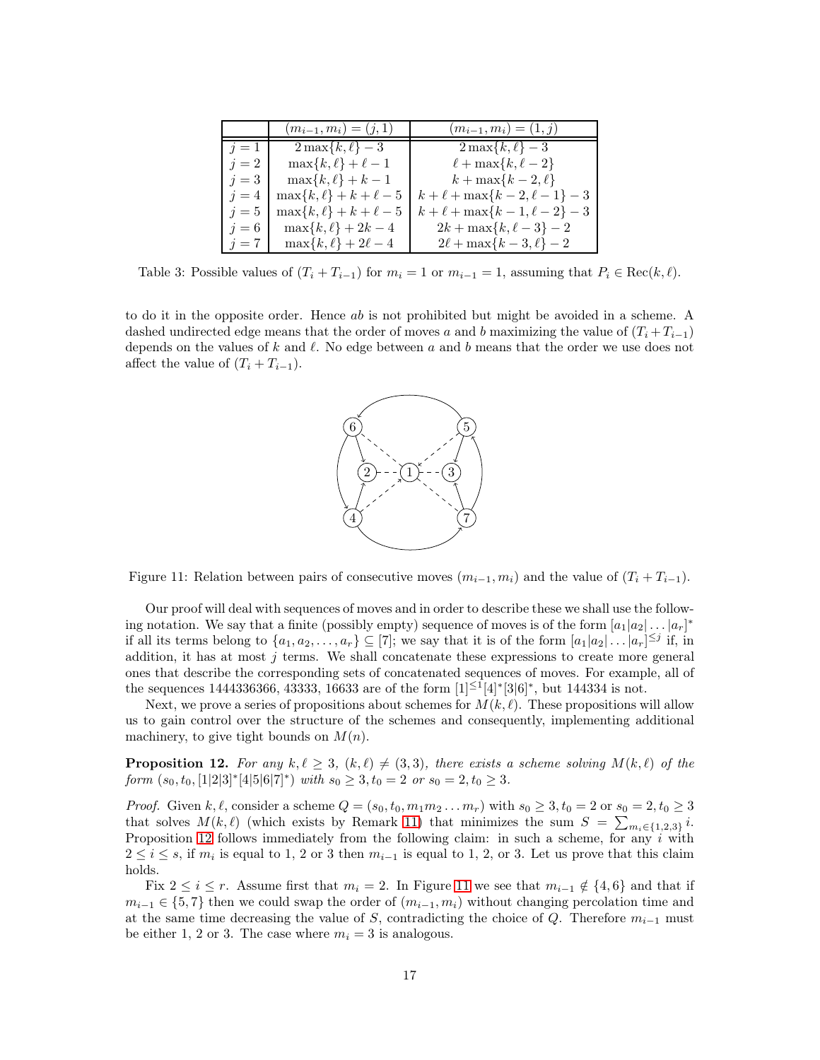|  | $(m_{i-1}, m_i) = (j, 1)$ | $(m_{i-1}, m_i) = (1, j)$ |
|---|---|---|
| $j = 1$ | $2\max\{k,\ell\} - 3$ | $2\max\{k,\ell\} - 3$ |
| $j = 2$ | $\max\{k,\ell\} + \ell - 1$ | $\ell + \max\{k, \ell - 2\}$ |
| $j = 3$ | $\max\{k,\ell\} + k - 1$ | $k + \max\{k - 2, \ell\}$ |
| $j = 4$ | $\max\{k,\ell\} + k + \ell - 5$ | $k + \ell + \max\{k - 2, \ell - 1\} - 3$ |
| $j = 5$ | $\max\{k,\ell\} + k + \ell - 5$ | $k + \ell + \max\{k - 1, \ell - 2\} - 3$ |
| $j = 6$ | $\max\{k,\ell\} + 2k - 4$ | $2k + \max\{k, \ell - 3\} - 2$ |
| $j = 7$ | $\max\{k,\ell\} + 2\ell - 4$ | $2\ell + \max\{k - 3, \ell\} - 2$ |

Table 3: Possible values of $(T_i + T_{i-1})$ for $m_i = 1$ or $m_{i-1} = 1$, assuming that $P_i \in \text{Rec}(k, \ell)$.

to do it in the opposite order. Hence $ab$ is not prohibited but might be avoided in a scheme. A dashed undirected edge means that the order of moves $a$ and $b$ maximizing the value of $(T_i + T_{i-1})$ depends on the values of $k$ and $\ell$. No edge between $a$ and $b$ means that the order we use does not affect the value of $(T_i + T_{i-1})$.

Figure 11: Relation between pairs of consecutive moves $(m_{i-1}, m_i)$ and the value of $(T_i + T_{i-1})$.

Our proof will deal with sequences of moves and in order to describe these we shall use the following notation. We say that a finite (possibly empty) sequence of moves is of the form $[a_1|a_2|\dots|a_r]^*$ if all its terms belong to $\{a_1, a_2, \dots, a_r\} \subseteq [7]$; we say that it is of the form $[a_1|a_2|\dots|a_r]^{\leq j}$ if, in addition, it has at most $j$ terms. We shall concatenate these expressions to create more general ones that describe the corresponding sets of concatenated sequences of moves. For example, all of the sequences 1444336366, 43333, 16633 are of the form $[1]^{\leq 1}[4]^*[3|6]^*$, but 144334 is not.

Next, we prove a series of propositions about schemes for $M(k, \ell)$. These propositions will allow us to gain control over the structure of the schemes and consequently, implementing additional machinery, to give tight bounds on $M(n)$.

**Proposition 12.** *For any $k, \ell \geq 3$, $(k, \ell) \neq (3, 3)$, there exists a scheme solving $M(k, \ell)$ of the form $(s_0, t_0, [1|2|3]^*[4|5|6|7]^*)$ with $s_0 \geq 3, t_0 = 2$ or $s_0 = 2, t_0 \geq 3$.*

*Proof.* Given $k, \ell$, consider a scheme $Q = (s_0, t_0, m_1 m_2 \dots m_r)$ with $s_0 \geq 3, t_0 = 2$ or $s_0 = 2, t_0 \geq 3$ that solves $M(k, \ell)$ (which exists by Remark 11) that minimizes the sum $S = \sum_{m_i \in \{1,2,3\}} i$. Proposition 12 follows immediately from the following claim: in such a scheme, for any $i$ with $2 \leq i \leq s$, if $m_i$ is equal to 1, 2 or 3 then $m_{i-1}$ is equal to 1, 2, or 3. Let us prove that this claim holds.

Fix $2 \leq i \leq r$. Assume first that $m_i = 2$. In Figure 11 we see that $m_{i-1} \notin \{4, 6\}$ and that if $m_{i-1} \in \{5, 7\}$ then we could swap the order of $(m_{i-1}, m_i)$ without changing percolation time and at the same time decreasing the value of $S$, contradicting the choice of $Q$. Therefore $m_{i-1}$ must be either 1, 2 or 3. The case where $m_i = 3$ is analogous.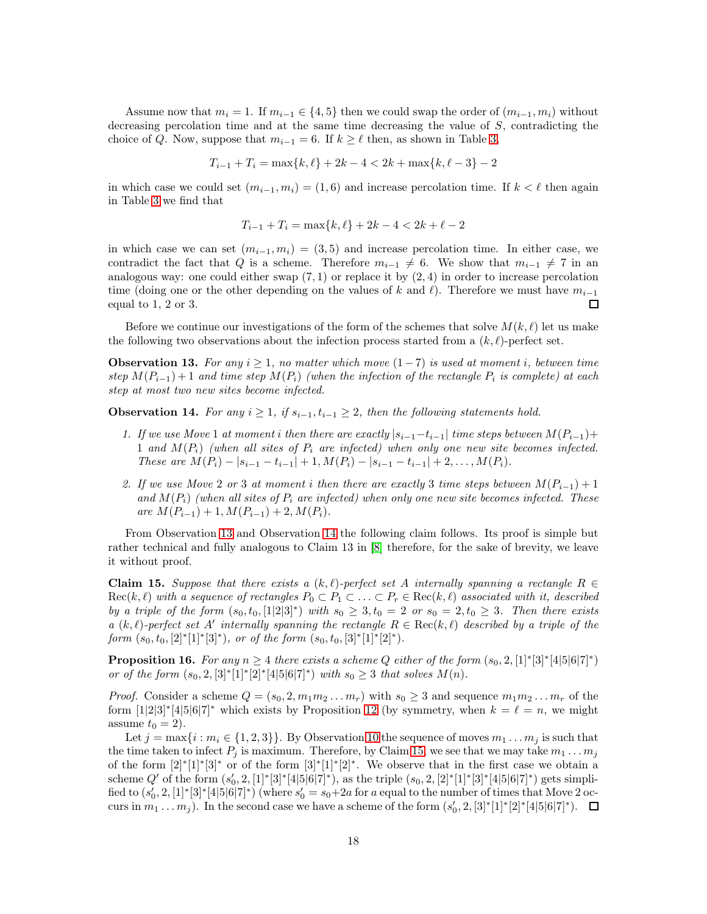Assume now that $m_i = 1$. If $m_{i-1} \in \{4, 5\}$ then we could swap the order of $(m_{i-1}, m_i)$ without decreasing percolation time and at the same time decreasing the value of $S$, contradicting the choice of $Q$. Now, suppose that $m_{i-1} = 6$. If $k \geq \ell$ then, as shown in Table 3,

$$T_{i-1} + T_i = \max\{k, \ell\} + 2k - 4 < 2k + \max\{k, \ell - 3\} - 2$$

in which case we could set $(m_{i-1}, m_i) = (1, 6)$ and increase percolation time. If $k < \ell$ then again in Table 3 we find that

$$T_{i-1} + T_i = \max\{k, \ell\} + 2k - 4 < 2k + \ell - 2$$

in which case we can set $(m_{i-1}, m_i) = (3, 5)$ and increase percolation time. In either case, we contradict the fact that $Q$ is a scheme. Therefore $m_{i-1} \neq 6$. We show that $m_{i-1} \neq 7$ in an analogous way: one could either swap $(7, 1)$ or replace it by $(2, 4)$ in order to increase percolation time (doing one or the other depending on the values of $k$ and $\ell$). Therefore we must have $m_{i-1}$ equal to 1, 2 or 3. ☐

Before we continue our investigations of the form of the schemes that solve $M(k, \ell)$ let us make the following two observations about the infection process started from a $(k, \ell)$-perfect set.

**Observation 13.** *For any $i \geq 1$, no matter which move $(1-7)$ is used at moment $i$, between time step $M(P_{i-1})+1$ and time step $M(P_i)$ (when the infection of the rectangle $P_i$ is complete) at each step at most two new sites become infected.*

**Observation 14.** *For any $i \geq 1$, if $s_{i-1}, t_{i-1} \geq 2$, then the following statements hold.*

1. *If we use Move 1 at moment $i$ then there are exactly $|s_{i-1} - t_{i-1}|$ time steps between $M(P_{i-1})+1$ and $M(P_i)$ (when all sites of $P_i$ are infected) when only one new site becomes infected. These are $M(P_i) - |s_{i-1} - t_{i-1}| + 1, M(P_i) - |s_{i-1} - t_{i-1}| + 2, \ldots, M(P_i)$.*
2. *If we use Move 2 or 3 at moment $i$ then there are exactly 3 time steps between $M(P_{i-1}) + 1$ and $M(P_i)$ (when all sites of $P_i$ are infected) when only one new site becomes infected. These are $M(P_{i-1}) + 1, M(P_{i-1}) + 2, M(P_i)$.*

From Observation 13 and Observation 14 the following claim follows. Its proof is simple but rather technical and fully analogous to Claim 13 in [8] therefore, for the sake of brevity, we leave it without proof.

**Claim 15.** *Suppose that there exists a $(k, \ell)$-perfect set $A$ internally spanning a rectangle $R \in \mathrm{Rec}(k, \ell)$ with a sequence of rectangles $P_0 \subset P_1 \subset \ldots \subset P_r \in \mathrm{Rec}(k, \ell)$ associated with it, described by a triple of the form $(s_0, t_0, [1|2|3]^*)$ with $s_0 \geq 3, t_0 = 2$ or $s_0 = 2, t_0 \geq 3$. Then there exists a $(k, \ell)$-perfect set $A'$ internally spanning the rectangle $R \in \mathrm{Rec}(k, \ell)$ described by a triple of the form $(s_0, t_0, [2]^*[1]^*[3]^*)$, or of the form $(s_0, t_0, [3]^*[1]^*[2]^*)$.*

**Proposition 16.** *For any $n \geq 4$ there exists a scheme $Q$ either of the form $(s_0, 2, [1]^*[3]^*[4|5|6|7]^*)$ or of the form $(s_0, 2, [3]^*[1]^*[2]^*[4|5|6|7]^*)$ with $s_0 \geq 3$ that solves $M(n)$.*

*Proof.* Consider a scheme $Q = (s_0, 2, m_1 m_2 \ldots m_r)$ with $s_0 \geq 3$ and sequence $m_1 m_2 \ldots m_r$ of the form $[1|2|3]^*[4|5|6|7]^*$ which exists by Proposition 12 (by symmetry, when $k = \ell = n$, we might assume $t_0 = 2$).

Let $j = \max\{i : m_i \in \{1, 2, 3\}\}$. By Observation 10 the sequence of moves $m_1 \ldots m_j$ is such that the time taken to infect $P_j$ is maximum. Therefore, by Claim 15, we see that we may take $m_1 \ldots m_j$ of the form $[2]^*[1]^*[3]^*$ or of the form $[3]^*[1]^*[2]^*$. We observe that in the first case we obtain a scheme $Q'$ of the form $(s_0', 2, [1]^*[3]^*[4|5|6|7]^*)$, as the triple $(s_0, 2, [2]^*[1]^*[3]^*[4|5|6|7]^*)$ gets simplified to $(s_0', 2, [1]^*[3]^*[4|5|6|7]^*)$ (where $s_0' = s_0 + 2a$ for $a$ equal to the number of times that Move 2 occurs in $m_1 \ldots m_j$). In the second case we have a scheme of the form $(s_0', 2, [3]^*[1]^*[2]^*[4|5|6|7]^*)$. ☐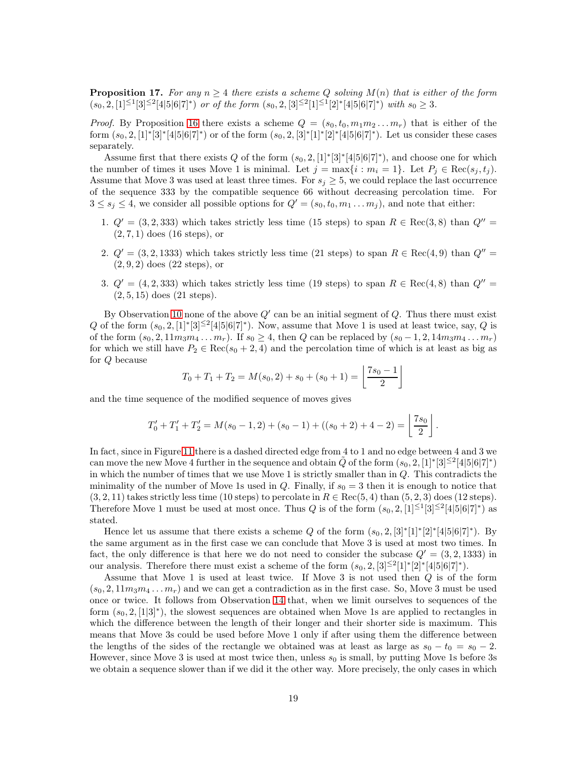**Proposition 17.** *For any $n \geq 4$ there exists a scheme $Q$ solving $M(n)$ that is either of the form $(s_0, 2, [1]^{\leq 1}[3]^{\leq 2}[4|5|6|7]^*)$ or of the form $(s_0, 2, [3]^{\leq 2}[1]^{\leq 1}[2]^*[4|5|6|7]^*)$ with $s_0 \geq 3$.*

*Proof.* By Proposition 16 there exists a scheme $Q = (s_0, t_0, m_1 m_2 \dots m_r)$ that is either of the form $(s_0, 2, [1]^*[3]^*[4|5|6|7]^*)$ or of the form $(s_0, 2, [3]^*[1]^*[2]^*[4|5|6|7]^*)$. Let us consider these cases separately.

Assume first that there exists $Q$ of the form $(s_0, 2, [1]^*[3]^*[4|5|6|7]^*)$, and choose one for which the number of times it uses Move 1 is minimal. Let $j = \max\{i : m_i = 1\}$. Let $P_j \in \mathrm{Rec}(s_j, t_j)$. Assume that Move 3 was used at least three times. For $s_j \geq 5$, we could replace the last occurrence of the sequence 333 by the compatible sequence 66 without decreasing percolation time. For $3 \leq s_j \leq 4$, we consider all possible options for $Q' = (s_0, t_0, m_1 \dots m_j)$, and note that either:

1. $Q' = (3, 2, 333)$ which takes strictly less time (15 steps) to span $R \in \mathrm{Rec}(3, 8)$ than $Q'' = (2, 7, 1)$ does (16 steps), or
2. $Q' = (3, 2, 1333)$ which takes strictly less time (21 steps) to span $R \in \mathrm{Rec}(4, 9)$ than $Q'' = (2, 9, 2)$ does (22 steps), or
3. $Q' = (4, 2, 333)$ which takes strictly less time (19 steps) to span $R \in \mathrm{Rec}(4, 8)$ than $Q'' = (2, 5, 15)$ does (21 steps).

By Observation 10 none of the above $Q'$ can be an initial segment of $Q$. Thus there must exist $Q$ of the form $(s_0, 2, [1]^*[3]^{\leq 2}[4|5|6|7]^*)$. Now, assume that Move 1 is used at least twice, say, $Q$ is of the form $(s_0, 2, 11m_3m_4 \dots m_r)$. If $s_0 \geq 4$, then $Q$ can be replaced by $(s_0 - 1, 2, 14m_3m_4 \dots m_r)$ for which we still have $P_2 \in \mathrm{Rec}(s_0 + 2, 4)$ and the percolation time of which is at least as big as for $Q$ because

$$T_0 + T_1 + T_2 = M(s_0, 2) + s_0 + (s_0 + 1) = \left\lfloor \frac{7s_0 - 1}{2} \right\rfloor$$

and the time sequence of the modified sequence of moves gives

$$T_0' + T_1' + T_2' = M(s_0 - 1, 2) + (s_0 - 1) + ((s_0 + 2) + 4 - 2) = \left\lfloor \frac{7s_0}{2} \right\rfloor.$$

In fact, since in Figure 11 there is a dashed directed edge from 4 to 1 and no edge between 4 and 3 we can move the new Move 4 further in the sequence and obtain $\tilde{Q}$ of the form $(s_0, 2, [1]^*[3]^{\leq 2}[4|5|6|7]^*)$ in which the number of times that we use Move 1 is strictly smaller than in $Q$. This contradicts the minimality of the number of Move 1s used in $Q$. Finally, if $s_0 = 3$ then it is enough to notice that $(3, 2, 11)$ takes strictly less time (10 steps) to percolate in $R \in \mathrm{Rec}(5, 4)$ than $(5, 2, 3)$ does (12 steps). Therefore Move 1 must be used at most once. Thus $Q$ is of the form $(s_0, 2, [1]^{\leq 1}[3]^{\leq 2}[4|5|6|7]^*)$ as stated.

Hence let us assume that there exists a scheme $Q$ of the form $(s_0, 2, [3]^*[1]^*[2]^*[4|5|6|7]^*)$. By the same argument as in the first case we can conclude that Move 3 is used at most two times. In fact, the only difference is that here we do not need to consider the subcase $Q' = (3, 2, 1333)$ in our analysis. Therefore there must exist a scheme of the form $(s_0, 2, [3]^{\leq 2}[1]^*[2]^*[4|5|6|7]^*)$.

Assume that Move 1 is used at least twice. If Move 3 is not used then $Q$ is of the form $(s_0, 2, 11m_3m_4 \dots m_r)$ and we can get a contradiction as in the first case. So, Move 3 must be used once or twice. It follows from Observation 14 that, when we limit ourselves to sequences of the form $(s_0, 2, [1|3]^*)$, the slowest sequences are obtained when Move 1s are applied to rectangles in which the difference between the length of their longer and their shorter side is maximum. This means that Move 3s could be used before Move 1 only if after using them the difference between the lengths of the sides of the rectangle we obtained was at least as large as $s_0 - t_0 = s_0 - 2$. However, since Move 3 is used at most twice then, unless $s_0$ is small, by putting Move 1s before 3s we obtain a sequence slower than if we did it the other way. More precisely, the only cases in which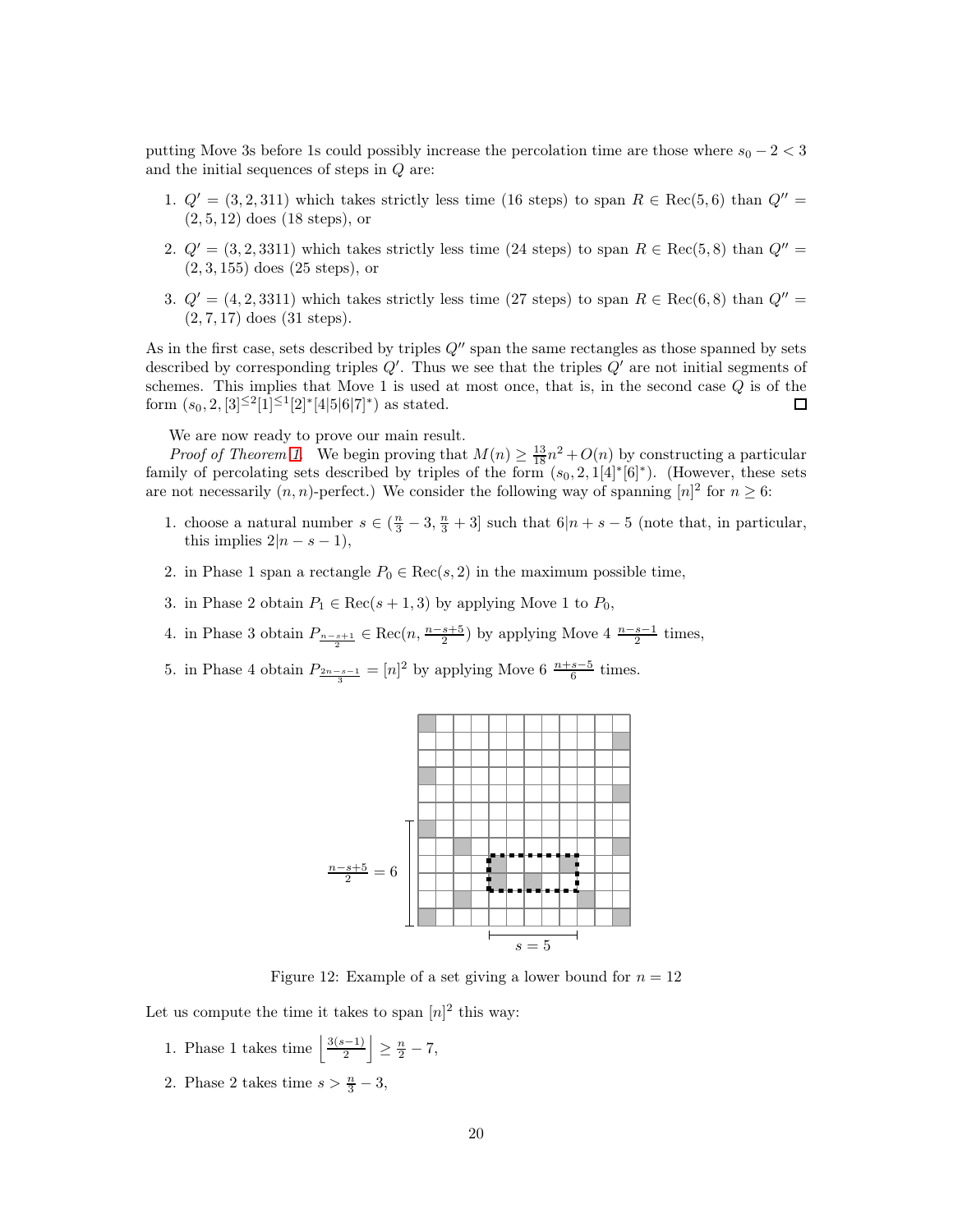putting Move 3s before 1s could possibly increase the percolation time are those where $s_0 - 2 < 3$ and the initial sequences of steps in $Q$ are:

1. $Q' = (3, 2, 311)$ which takes strictly less time (16 steps) to span $R \in \mathrm{Rec}(5, 6)$ than $Q'' = (2, 5, 12)$ does (18 steps), or
2. $Q' = (3, 2, 3311)$ which takes strictly less time (24 steps) to span $R \in \mathrm{Rec}(5, 8)$ than $Q'' = (2, 3, 155)$ does (25 steps), or
3. $Q' = (4, 2, 3311)$ which takes strictly less time (27 steps) to span $R \in \mathrm{Rec}(6, 8)$ than $Q'' = (2, 7, 17)$ does (31 steps).

As in the first case, sets described by triples $Q''$ span the same rectangles as those spanned by sets described by corresponding triples $Q'$. Thus we see that the triples $Q'$ are not initial segments of schemes. This implies that Move 1 is used at most once, that is, in the second case $Q$ is of the form $(s_0, 2, [3]^{\leq 2}[1]^{\leq 1}[2]^*[4|5|6|7]^*)$ as stated. □

We are now ready to prove our main result.

*Proof of Theorem 1.* We begin proving that $M(n) \geq \frac{13}{18}n^2 + O(n)$ by constructing a particular family of percolating sets described by triples of the form $(s_0, 2, 1[4]^*[6]^*)$. (However, these sets are not necessarily $(n, n)$-perfect.) We consider the following way of spanning $[n]^2$ for $n \geq 6$:

1. choose a natural number $s \in (\frac{n}{3} - 3, \frac{n}{3} + 3]$ such that $6|n + s - 5$ (note that, in particular, this implies $2|n - s - 1$),
2. in Phase 1 span a rectangle $P_0 \in \mathrm{Rec}(s, 2)$ in the maximum possible time,
3. in Phase 2 obtain $P_1 \in \mathrm{Rec}(s + 1, 3)$ by applying Move 1 to $P_0$,
4. in Phase 3 obtain $P_{\frac{n-s+1}{2}} \in \mathrm{Rec}(n, \frac{n-s+5}{2})$ by applying Move 4 $\frac{n-s-1}{2}$ times,
5. in Phase 4 obtain $P_{\frac{2n-s-1}{3}} = [n]^2$ by applying Move 6 $\frac{n+s-5}{6}$ times.

$\frac{n-s+5}{2} = 6$

$s = 5$

Figure 12: Example of a set giving a lower bound for $n = 12$

Let us compute the time it takes to span $[n]^2$ this way:

1. Phase 1 takes time $\left\lfloor \frac{3(s-1)}{2} \right\rfloor \geq \frac{n}{2} - 7$,
2. Phase 2 takes time $s > \frac{n}{3} - 3$,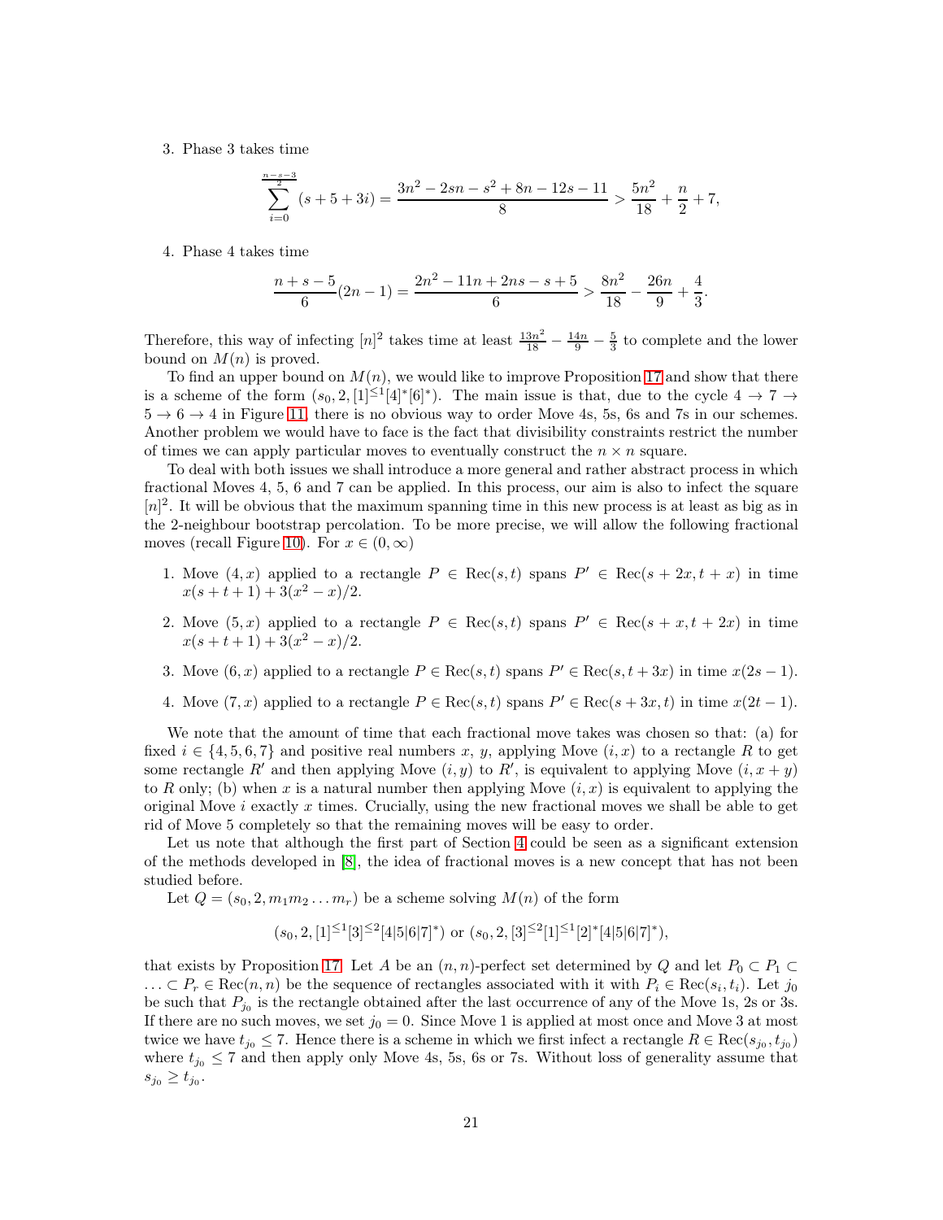3. Phase 3 takes time

$$\sum_{i=0}^{\frac{n-s-3}{2}} (s+5+3i) = \frac{3n^2 - 2sn - s^2 + 8n - 12s - 11}{8} > \frac{5n^2}{18} + \frac{n}{2} + 7,$$

4. Phase 4 takes time

$$\frac{n+s-5}{6}(2n-1) = \frac{2n^2 - 11n + 2ns - s + 5}{6} > \frac{8n^2}{18} - \frac{26n}{9} + \frac{4}{3}.$$

Therefore, this way of infecting $[n]^2$ takes time at least $\frac{13n^2}{18} - \frac{14n}{9} - \frac{5}{3}$ to complete and the lower bound on $M(n)$ is proved.

To find an upper bound on $M(n)$, we would like to improve Proposition 17 and show that there is a scheme of the form $(s_0, 2, [1]^{\le 1}[4]^*[6]^*)$. The main issue is that, due to the cycle $4 \to 7 \to 5 \to 6 \to 4$ in Figure 11, there is no obvious way to order Move 4s, 5s, 6s and 7s in our schemes. Another problem we would have to face is the fact that divisibility constraints restrict the number of times we can apply particular moves to eventually construct the $n \times n$ square.

To deal with both issues we shall introduce a more general and rather abstract process in which fractional Moves 4, 5, 6 and 7 can be applied. In this process, our aim is also to infect the square $[n]^2$. It will be obvious that the maximum spanning time in this new process is at least as big as in the 2-neighbour bootstrap percolation. To be more precise, we will allow the following fractional moves (recall Figure 10). For $x \in (0, \infty)$

1. Move $(4, x)$ applied to a rectangle $P \in \text{Rec}(s, t)$ spans $P' \in \text{Rec}(s + 2x, t + x)$ in time $x(s + t + 1) + 3(x^2 - x)/2$.
2. Move $(5, x)$ applied to a rectangle $P \in \text{Rec}(s, t)$ spans $P' \in \text{Rec}(s + x, t + 2x)$ in time $x(s + t + 1) + 3(x^2 - x)/2$.
3. Move $(6, x)$ applied to a rectangle $P \in \text{Rec}(s, t)$ spans $P' \in \text{Rec}(s, t + 3x)$ in time $x(2s - 1)$.
4. Move $(7, x)$ applied to a rectangle $P \in \text{Rec}(s, t)$ spans $P' \in \text{Rec}(s + 3x, t)$ in time $x(2t - 1)$.

We note that the amount of time that each fractional move takes was chosen so that: (a) for fixed $i \in \{4, 5, 6, 7\}$ and positive real numbers $x$, $y$, applying Move $(i, x)$ to a rectangle $R$ to get some rectangle $R'$ and then applying Move $(i, y)$ to $R'$, is equivalent to applying Move $(i, x + y)$ to $R$ only; (b) when $x$ is a natural number then applying Move $(i, x)$ is equivalent to applying the original Move $i$ exactly $x$ times. Crucially, using the new fractional moves we shall be able to get rid of Move 5 completely so that the remaining moves will be easy to order.

Let us note that although the first part of Section 4 could be seen as a significant extension of the methods developed in [8], the idea of fractional moves is a new concept that has not been studied before.

Let $Q = (s_0, 2, m_1 m_2 \dots m_r)$ be a scheme solving $M(n)$ of the form

$$(s_0, 2, [1]^{\le 1}[3]^{\le 2}[4|5|6|7]^*) \text{ or } (s_0, 2, [3]^{\le 2}[1]^{\le 1}[2]^*[4|5|6|7]^*),$$

that exists by Proposition 17. Let $A$ be an $(n, n)$-perfect set determined by $Q$ and let $P_0 \subset P_1 \subset \dots \subset P_r \in \text{Rec}(n, n)$ be the sequence of rectangles associated with it with $P_i \in \text{Rec}(s_i, t_i)$. Let $j_0$ be such that $P_{j_0}$ is the rectangle obtained after the last occurrence of any of the Move 1s, 2s or 3s. If there are no such moves, we set $j_0 = 0$. Since Move 1 is applied at most once and Move 3 at most twice we have $t_{j_0} \le 7$. Hence there is a scheme in which we first infect a rectangle $R \in \text{Rec}(s_{j_0}, t_{j_0})$ where $t_{j_0} \le 7$ and then apply only Move 4s, 5s, 6s or 7s. Without loss of generality assume that $s_{j_0} \ge t_{j_0}$.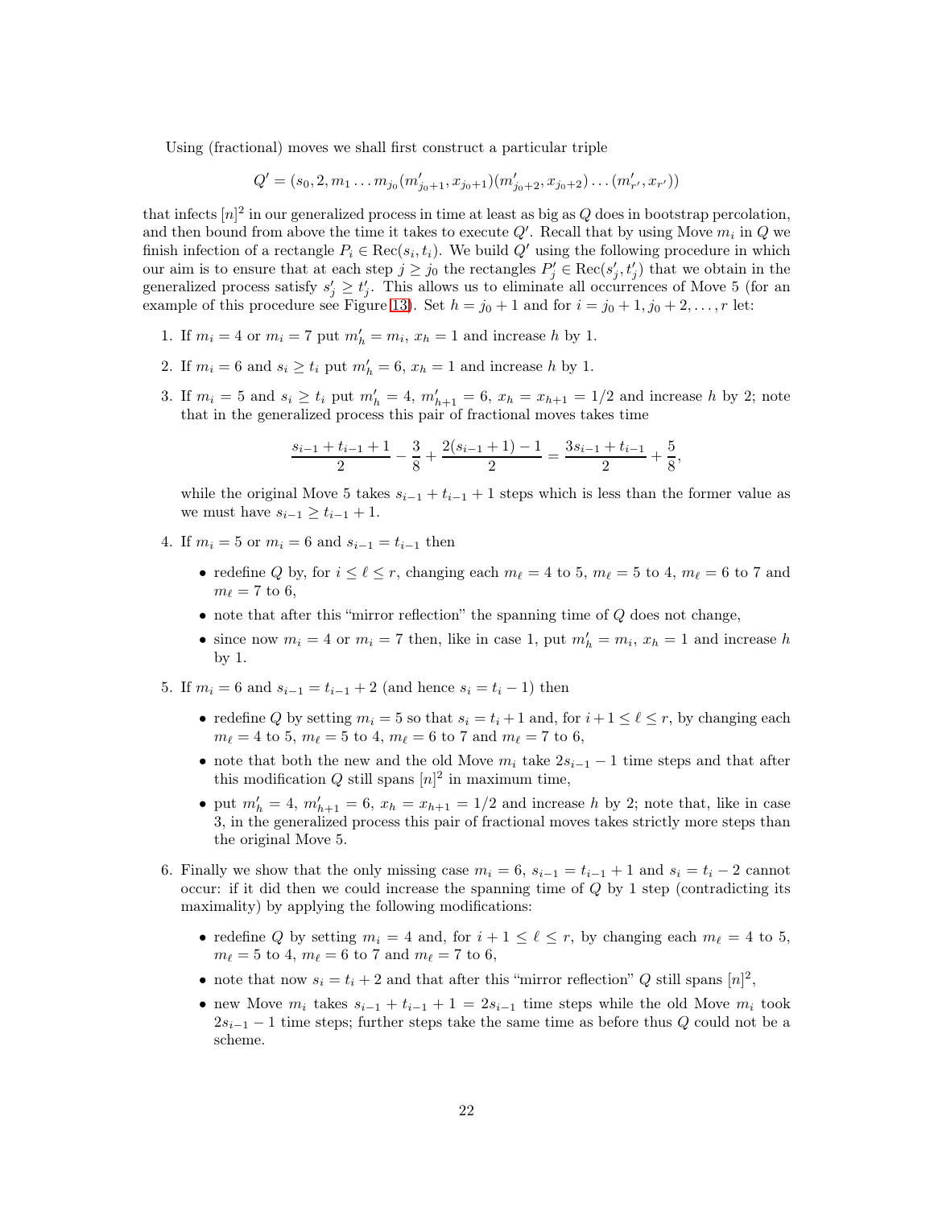Using (fractional) moves we shall first construct a particular triple

$$Q' = (s_0, 2, m_1 \dots m_{j_0} (m'_{j_0+1}, x_{j_0+1})(m'_{j_0+2}, x_{j_0+2}) \dots (m'_{r'}, x_{r'}))$$

that infects $[n]^2$ in our generalized process in time at least as big as $Q$ does in bootstrap percolation, and then bound from above the time it takes to execute $Q'$. Recall that by using Move $m_i$ in $Q$ we finish infection of a rectangle $P_i \in \mathrm{Rec}(s_i, t_i)$. We build $Q'$ using the following procedure in which our aim is to ensure that at each step $j \geq j_0$ the rectangles $P'_j \in \mathrm{Rec}(s'_j, t'_j)$ that we obtain in the generalized process satisfy $s'_j \geq t'_j$. This allows us to eliminate all occurrences of Move 5 (for an example of this procedure see Figure 13). Set $h = j_0 + 1$ and for $i = j_0 + 1, j_0 + 2, \dots, r$ let:

1. If $m_i = 4$ or $m_i = 7$ put $m'_h = m_i$, $x_h = 1$ and increase $h$ by 1.
2. If $m_i = 6$ and $s_i \geq t_i$ put $m'_h = 6$, $x_h = 1$ and increase $h$ by 1.
3. If $m_i = 5$ and $s_i \geq t_i$ put $m'_h = 4$, $m'_{h+1} = 6$, $x_h = x_{h+1} = 1/2$ and increase $h$ by 2; note that in the generalized process this pair of fractional moves takes time

$$\frac{s_{i-1} + t_{i-1} + 1}{2} - \frac{3}{8} + \frac{2(s_{i-1} + 1) - 1}{2} = \frac{3s_{i-1} + t_{i-1}}{2} + \frac{5}{8},$$

while the original Move 5 takes $s_{i-1} + t_{i-1} + 1$ steps which is less than the former value as we must have $s_{i-1} \geq t_{i-1} + 1$.

4. If $m_i = 5$ or $m_i = 6$ and $s_{i-1} = t_{i-1}$ then
   - redefine $Q$ by, for $i \leq \ell \leq r$, changing each $m_\ell = 4$ to 5, $m_\ell = 5$ to 4, $m_\ell = 6$ to 7 and $m_\ell = 7$ to 6,
   - note that after this "mirror reflection" the spanning time of $Q$ does not change,
   - since now $m_i = 4$ or $m_i = 7$ then, like in case 1, put $m'_h = m_i$, $x_h = 1$ and increase $h$ by 1.
5. If $m_i = 6$ and $s_{i-1} = t_{i-1} + 2$ (and hence $s_i = t_i - 1$) then
   - redefine $Q$ by setting $m_i = 5$ so that $s_i = t_i + 1$ and, for $i + 1 \leq \ell \leq r$, by changing each $m_\ell = 4$ to 5, $m_\ell = 5$ to 4, $m_\ell = 6$ to 7 and $m_\ell = 7$ to 6,
   - note that both the new and the old Move $m_i$ take $2s_{i-1} - 1$ time steps and that after this modification $Q$ still spans $[n]^2$ in maximum time,
   - put $m'_h = 4$, $m'_{h+1} = 6$, $x_h = x_{h+1} = 1/2$ and increase $h$ by 2; note that, like in case 3, in the generalized process this pair of fractional moves takes strictly more steps than the original Move 5.
6. Finally we show that the only missing case $m_i = 6$, $s_{i-1} = t_{i-1} + 1$ and $s_i = t_i - 2$ cannot occur: if it did then we could increase the spanning time of $Q$ by 1 step (contradicting its maximality) by applying the following modifications:
   - redefine $Q$ by setting $m_i = 4$ and, for $i + 1 \leq \ell \leq r$, by changing each $m_\ell = 4$ to 5, $m_\ell = 5$ to 4, $m_\ell = 6$ to 7 and $m_\ell = 7$ to 6,
   - note that now $s_i = t_i + 2$ and that after this "mirror reflection" $Q$ still spans $[n]^2$,
   - new Move $m_i$ takes $s_{i-1} + t_{i-1} + 1 = 2s_{i-1}$ time steps while the old Move $m_i$ took $2s_{i-1} - 1$ time steps; further steps take the same time as before thus $Q$ could not be a scheme.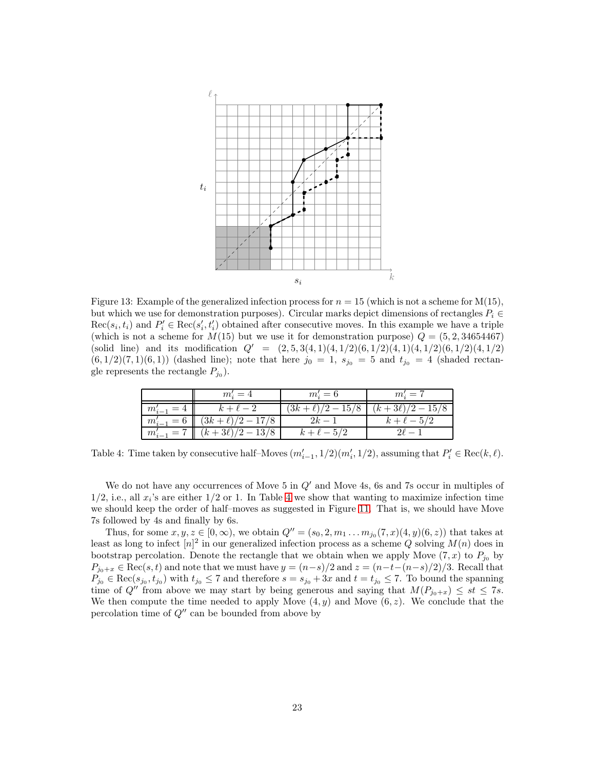Figure 13: Example of the generalized infection process for $n = 15$ (which is not a scheme for M(15), but which we use for demonstration purposes). Circular marks depict dimensions of rectangles $P_i \in \text{Rec}(s_i, t_i)$ and $P'_i \in \text{Rec}(s'_i, t'_i)$ obtained after consecutive moves. In this example we have a triple (which is not a scheme for $M(15)$ but we use it for demonstration purpose) $Q = (5, 2, 34654467)$ (solid line) and its modification $Q' = (2, 5, 3(4, 1)(4, 1/2)(6, 1/2)(4, 1)(4, 1/2)(6, 1/2)(4, 1/2)(6, 1/2)(7, 1)(6, 1))$ (dashed line); note that here $j_0 = 1$, $s_{j_0} = 5$ and $t_{j_0} = 4$ (shaded rectangle represents the rectangle $P_{j_0}$).

| | $m'_i = 4$ | $m'_i = 6$ | $m'_i = 7$ |
|---|---|---|---|
| $m'_{i-1} = 4$ | $k + \ell - 2$ | $(3k + \ell)/2 - 15/8$ | $(k + 3\ell)/2 - 15/8$ |
| $m'_{i-1} = 6$ | $(3k + \ell)/2 - 17/8$ | $2k - 1$ | $k + \ell - 5/2$ |
| $m'_{i-1} = 7$ | $(k + 3\ell)/2 - 13/8$ | $k + \ell - 5/2$ | $2\ell - 1$ |

Table 4: Time taken by consecutive half–Moves $(m'_{i-1}, 1/2)(m'_i, 1/2)$, assuming that $P'_i \in \text{Rec}(k, \ell)$.

We do not have any occurrences of Move 5 in $Q'$ and Move 4s, 6s and 7s occur in multiples of $1/2$, i.e., all $x_i$'s are either $1/2$ or 1. In Table 4 we show that wanting to maximize infection time we should keep the order of half–moves as suggested in Figure 11. That is, we should have Move 7s followed by 4s and finally by 6s.

Thus, for some $x, y, z \in [0, \infty)$, we obtain $Q'' = (s_0, 2, m_1 \ldots m_{j_0}(7, x)(4, y)(6, z))$ that takes at least as long to infect $[n]^2$ in our generalized infection process as a scheme $Q$ solving $M(n)$ does in bootstrap percolation. Denote the rectangle that we obtain when we apply Move $(7, x)$ to $P_{j_0}$ by $P_{j_0+x} \in \text{Rec}(s, t)$ and note that we must have $y = (n-s)/2$ and $z = (n-t-(n-s)/2)/3$. Recall that $P_{j_0} \in \text{Rec}(s_{j_0}, t_{j_0})$ with $t_{j_0} \le 7$ and therefore $s = s_{j_0} + 3x$ and $t = t_{j_0} \le 7$. To bound the spanning time of $Q''$ from above we may start by being generous and saying that $M(P_{j_0+x}) \le st \le 7s$. We then compute the time needed to apply Move $(4, y)$ and Move $(6, z)$. We conclude that the percolation time of $Q''$ can be bounded from above by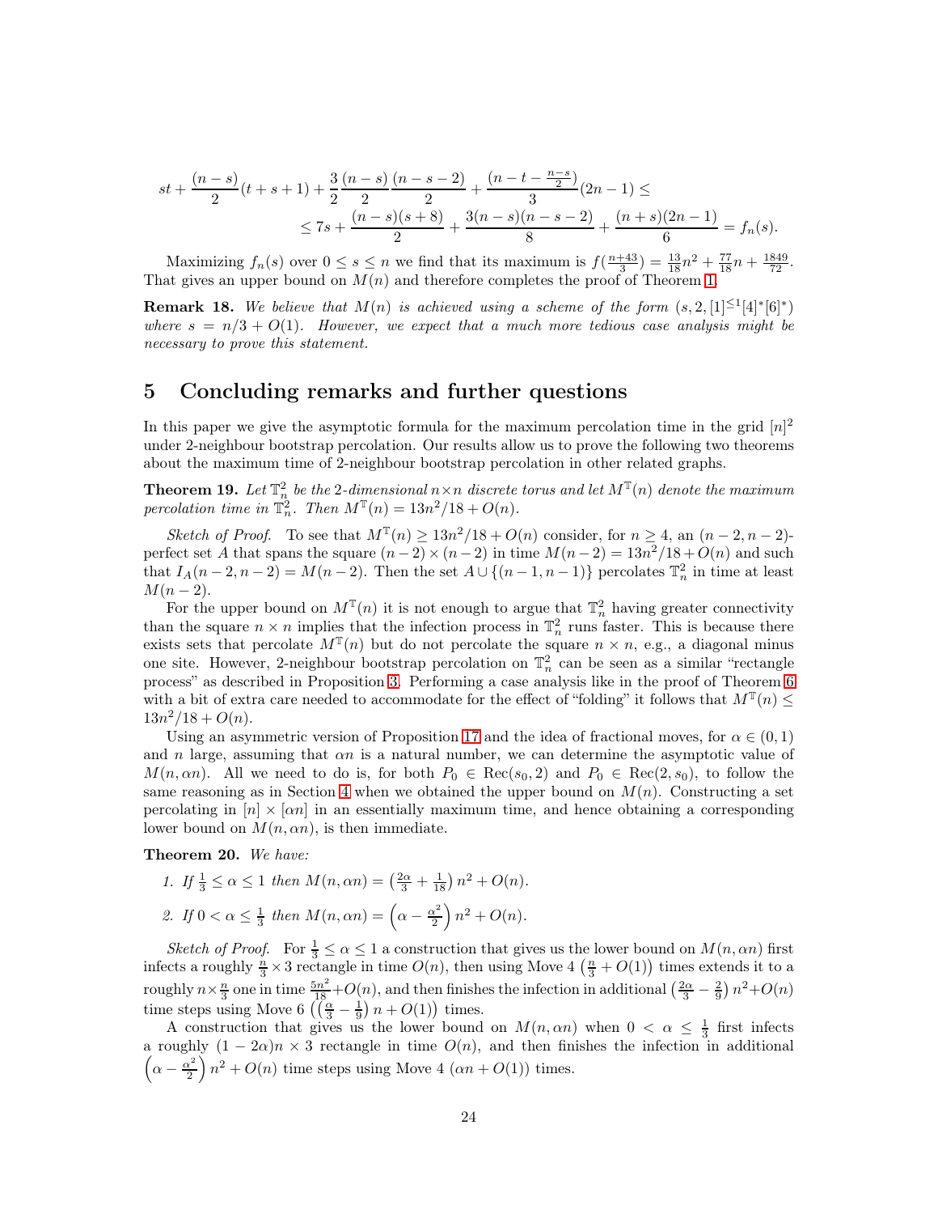$$st + \frac{(n-s)}{2}(t+s+1) + \frac{3}{2}\frac{(n-s)}{2}\frac{(n-s-2)}{2} + \frac{(n-t-\frac{n-s}{2})}{3}(2n-1) \leq$$
$$\leq 7s + \frac{(n-s)(s+8)}{2} + \frac{3(n-s)(n-s-2)}{8} + \frac{(n+s)(2n-1)}{6} = f_n(s).$$

Maximizing $f_n(s)$ over $0 \leq s \leq n$ we find that its maximum is $f(\frac{n+43}{3}) = \frac{13}{18}n^2 + \frac{77}{18}n + \frac{1849}{72}$. That gives an upper bound on $M(n)$ and therefore completes the proof of Theorem 1.

**Remark 18.** *We believe that $M(n)$ is achieved using a scheme of the form $(s, 2, [1]^{\leq 1}[4]^*[6]^*)$ where $s = n/3 + O(1)$. However, we expect that a much more tedious case analysis might be necessary to prove this statement.*

## 5 Concluding remarks and further questions

In this paper we give the asymptotic formula for the maximum percolation time in the grid $[n]^2$ under 2-neighbour bootstrap percolation. Our results allow us to prove the following two theorems about the maximum time of 2-neighbour bootstrap percolation in other related graphs.

**Theorem 19.** *Let $\mathbb{T}_n^2$ be the 2-dimensional $n \times n$ discrete torus and let $M^{\mathbb{T}}(n)$ denote the maximum percolation time in $\mathbb{T}_n^2$. Then $M^{\mathbb{T}}(n) = 13n^2/18 + O(n)$.*

*Sketch of Proof.* To see that $M^{\mathbb{T}}(n) \geq 13n^2/18 + O(n)$ consider, for $n \geq 4$, an $(n-2, n-2)$-perfect set $A$ that spans the square $(n-2) \times (n-2)$ in time $M(n-2) = 13n^2/18 + O(n)$ and such that $I_A(n-2, n-2) = M(n-2)$. Then the set $A \cup \{(n-1, n-1)\}$ percolates $\mathbb{T}_n^2$ in time at least $M(n-2)$.

For the upper bound on $M^{\mathbb{T}}(n)$ it is not enough to argue that $\mathbb{T}_n^2$ having greater connectivity than the square $n \times n$ implies that the infection process in $\mathbb{T}_n^2$ runs faster. This is because there exists sets that percolate $M^{\mathbb{T}}(n)$ but do not percolate the square $n \times n$, e.g., a diagonal minus one site. However, 2-neighbour bootstrap percolation on $\mathbb{T}_n^2$ can be seen as a similar "rectangle process" as described in Proposition 3. Performing a case analysis like in the proof of Theorem 6 with a bit of extra care needed to accommodate for the effect of "folding" it follows that $M^{\mathbb{T}}(n) \leq 13n^2/18 + O(n)$.

Using an asymmetric version of Proposition 17 and the idea of fractional moves, for $\alpha \in (0, 1)$ and $n$ large, assuming that $\alpha n$ is a natural number, we can determine the asymptotic value of $M(n, \alpha n)$. All we need to do is, for both $P_0 \in \text{Rec}(s_0, 2)$ and $P_0 \in \text{Rec}(2, s_0)$, to follow the same reasoning as in Section 4 when we obtained the upper bound on $M(n)$. Constructing a set percolating in $[n] \times [\alpha n]$ in an essentially maximum time, and hence obtaining a corresponding lower bound on $M(n, \alpha n)$, is then immediate.

**Theorem 20.** *We have:*

1. *If $\frac{1}{3} \leq \alpha \leq 1$ then $M(n, \alpha n) = \left(\frac{2\alpha}{3} + \frac{1}{18}\right) n^2 + O(n)$.*
2. *If $0 < \alpha \leq \frac{1}{3}$ then $M(n, \alpha n) = \left(\alpha - \frac{\alpha^2}{2}\right) n^2 + O(n)$.*

*Sketch of Proof.* For $\frac{1}{3} \leq \alpha \leq 1$ a construction that gives us the lower bound on $M(n, \alpha n)$ first infects a roughly $\frac{n}{3} \times 3$ rectangle in time $O(n)$, then using Move 4 $\left(\frac{n}{3} + O(1)\right)$ times extends it to a roughly $n \times \frac{n}{3}$ one in time $\frac{5n^2}{18} + O(n)$, and then finishes the infection in additional $\left(\frac{2\alpha}{3} - \frac{2}{9}\right) n^2 + O(n)$ time steps using Move 6 $\left(\left(\frac{\alpha}{3} - \frac{1}{9}\right) n + O(1)\right)$ times.

A construction that gives us the lower bound on $M(n, \alpha n)$ when $0 < \alpha \leq \frac{1}{3}$ first infects a roughly $(1 - 2\alpha)n \times 3$ rectangle in time $O(n)$, and then finishes the infection in additional $\left(\alpha - \frac{\alpha^2}{2}\right) n^2 + O(n)$ time steps using Move 4 $(\alpha n + O(1))$ times.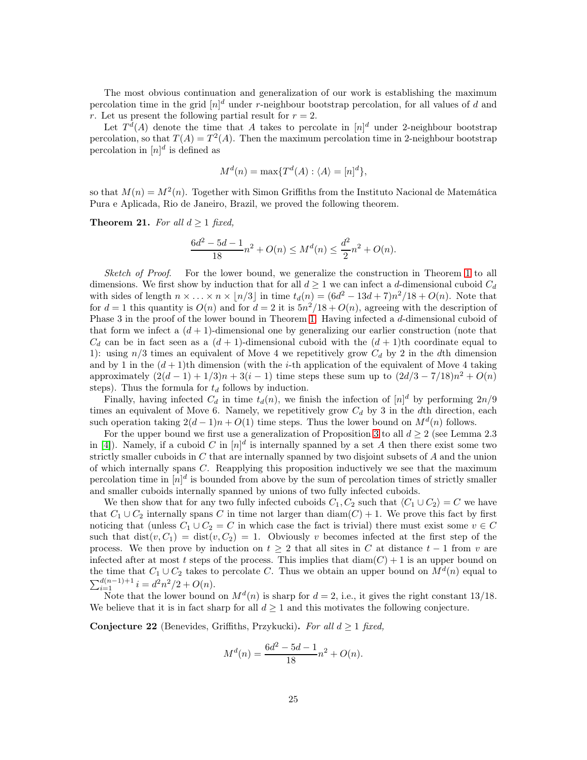The most obvious continuation and generalization of our work is establishing the maximum percolation time in the grid $[n]^d$ under $r$-neighbour bootstrap percolation, for all values of $d$ and $r$. Let us present the following partial result for $r = 2$.

Let $T^d(A)$ denote the time that $A$ takes to percolate in $[n]^d$ under 2-neighbour bootstrap percolation, so that $T(A) = T^2(A)$. Then the maximum percolation time in 2-neighbour bootstrap percolation in $[n]^d$ is defined as

$$M^d(n) = \max\{T^d(A) : \langle A \rangle = [n]^d\},$$

so that $M(n) = M^2(n)$. Together with Simon Griffiths from the Instituto Nacional de Matemática Pura e Aplicada, Rio de Janeiro, Brazil, we proved the following theorem.

**Theorem 21.** *For all $d \geq 1$ fixed,*

$$\frac{6d^2 - 5d - 1}{18} n^2 + O(n) \leq M^d(n) \leq \frac{d^2}{2} n^2 + O(n).$$

*Sketch of Proof.* For the lower bound, we generalize the construction in Theorem 1 to all dimensions. We first show by induction that for all $d \geq 1$ we can infect a $d$-dimensional cuboid $C_d$ with sides of length $n \times \ldots \times n \times \lfloor n/3 \rfloor$ in time $t_d(n) = (6d^2 - 13d + 7)n^2/18 + O(n)$. Note that for $d = 1$ this quantity is $O(n)$ and for $d = 2$ it is $5n^2/18 + O(n)$, agreeing with the description of Phase 3 in the proof of the lower bound in Theorem 1. Having infected a $d$-dimensional cuboid of that form we infect a $(d+1)$-dimensional one by generalizing our earlier construction (note that $C_d$ can be in fact seen as a $(d+1)$-dimensional cuboid with the $(d+1)$th coordinate equal to 1): using $n/3$ times an equivalent of Move 4 we repetitively grow $C_d$ by 2 in the $d$th dimension and by 1 in the $(d+1)$th dimension (with the $i$-th application of the equivalent of Move 4 taking approximately $(2(d-1) + 1/3)n + 3(i-1)$ time steps these sum up to $(2d/3 - 7/18)n^2 + O(n)$ steps). Thus the formula for $t_d$ follows by induction.

Finally, having infected $C_d$ in time $t_d(n)$, we finish the infection of $[n]^d$ by performing $2n/9$ times an equivalent of Move 6. Namely, we repetitively grow $C_d$ by 3 in the $d$th direction, each such operation taking $2(d-1)n + O(1)$ time steps. Thus the lower bound on $M^d(n)$ follows.

For the upper bound we first use a generalization of Proposition 3 to all $d \geq 2$ (see Lemma 2.3 in [4]). Namely, if a cuboid $C$ in $[n]^d$ is internally spanned by a set $A$ then there exist some two strictly smaller cuboids in $C$ that are internally spanned by two disjoint subsets of $A$ and the union of which internally spans $C$. Reapplying this proposition inductively we see that the maximum percolation time in $[n]^d$ is bounded from above by the sum of percolation times of strictly smaller and smaller cuboids internally spanned by unions of two fully infected cuboids.

We then show that for any two fully infected cuboids $C_1, C_2$ such that $\langle C_1 \cup C_2 \rangle = C$ we have that $C_1 \cup C_2$ internally spans $C$ in time not larger than $\operatorname{diam}(C) + 1$. We prove this fact by first noticing that (unless $C_1 \cup C_2 = C$ in which case the fact is trivial) there must exist some $v \in C$ such that $\operatorname{dist}(v, C_1) = \operatorname{dist}(v, C_2) = 1$. Obviously $v$ becomes infected at the first step of the process. We then prove by induction on $t \geq 2$ that all sites in $C$ at distance $t - 1$ from $v$ are infected after at most $t$ steps of the process. This implies that $\operatorname{diam}(C) + 1$ is an upper bound on the time that $C_1 \cup C_2$ takes to percolate $C$. Thus we obtain an upper bound on $M^d(n)$ equal to $\sum_{i=1}^{d(n-1)+1} i = d^2n^2/2 + O(n)$.

Note that the lower bound on $M^d(n)$ is sharp for $d = 2$, i.e., it gives the right constant $13/18$. We believe that it is in fact sharp for all $d \geq 1$ and this motivates the following conjecture.

**Conjecture 22** (Benevides, Griffiths, Przykucki)**.** *For all $d \geq 1$ fixed,*

$$M^d(n) = \frac{6d^2 - 5d - 1}{18} n^2 + O(n).$$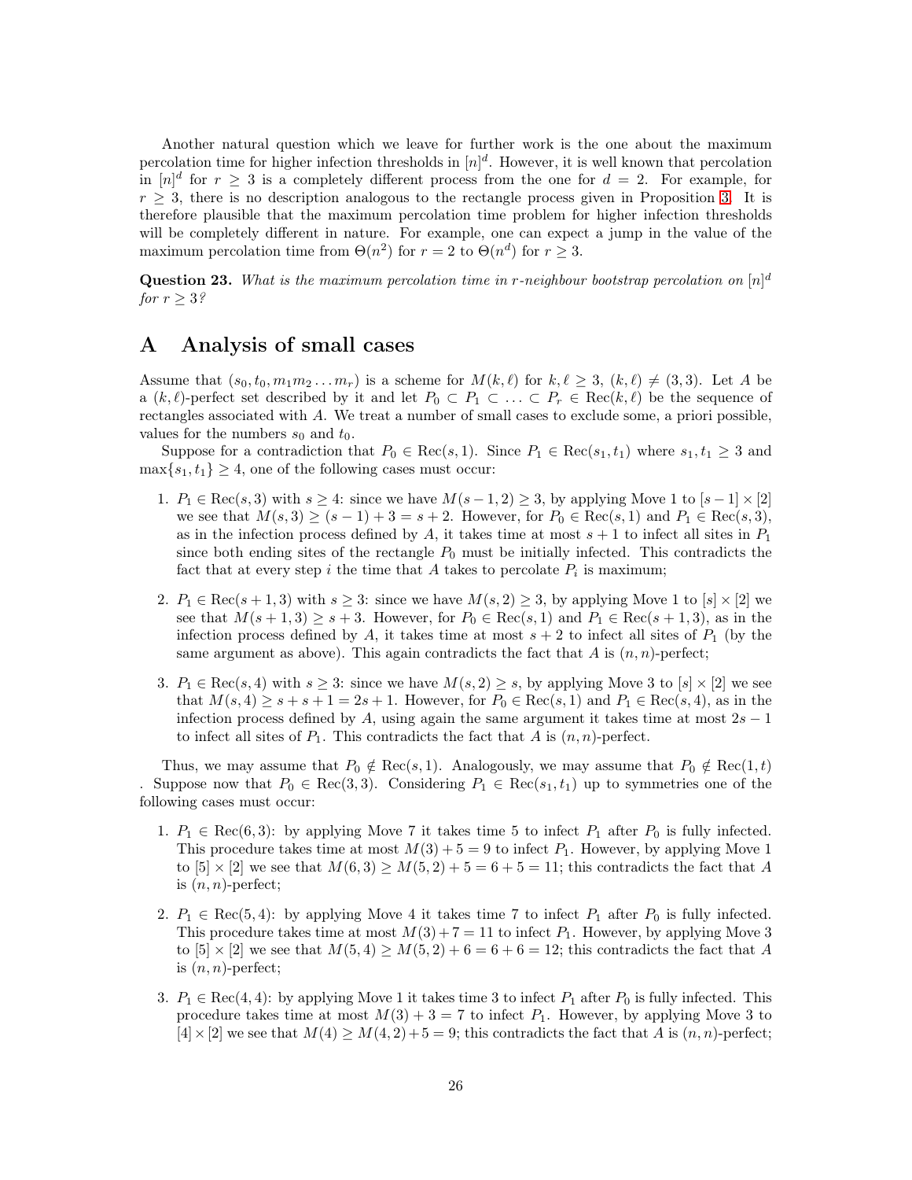Another natural question which we leave for further work is the one about the maximum percolation time for higher infection thresholds in $[n]^d$. However, it is well known that percolation in $[n]^d$ for $r \geq 3$ is a completely different process from the one for $d = 2$. For example, for $r \geq 3$, there is no description analogous to the rectangle process given in Proposition 3. It is therefore plausible that the maximum percolation time problem for higher infection thresholds will be completely different in nature. For example, one can expect a jump in the value of the maximum percolation time from $\Theta(n^2)$ for $r = 2$ to $\Theta(n^d)$ for $r \geq 3$.

**Question 23.** *What is the maximum percolation time in r-neighbour bootstrap percolation on $[n]^d$ for $r \geq 3$?*

# A Analysis of small cases

Assume that $(s_0, t_0, m_1 m_2 \ldots m_r)$ is a scheme for $M(k, \ell)$ for $k, \ell \geq 3$, $(k, \ell) \neq (3, 3)$. Let $A$ be a $(k, \ell)$-perfect set described by it and let $P_0 \subset P_1 \subset \ldots \subset P_r \in \text{Rec}(k, \ell)$ be the sequence of rectangles associated with $A$. We treat a number of small cases to exclude some, a priori possible, values for the numbers $s_0$ and $t_0$.

Suppose for a contradiction that $P_0 \in \text{Rec}(s, 1)$. Since $P_1 \in \text{Rec}(s_1, t_1)$ where $s_1, t_1 \geq 3$ and $\max\{s_1, t_1\} \geq 4$, one of the following cases must occur:

1. $P_1 \in \text{Rec}(s, 3)$ with $s \geq 4$: since we have $M(s-1, 2) \geq 3$, by applying Move 1 to $[s-1] \times [2]$ we see that $M(s, 3) \geq (s-1) + 3 = s + 2$. However, for $P_0 \in \text{Rec}(s, 1)$ and $P_1 \in \text{Rec}(s, 3)$, as in the infection process defined by $A$, it takes time at most $s + 1$ to infect all sites in $P_1$ since both ending sites of the rectangle $P_0$ must be initially infected. This contradicts the fact that at every step $i$ the time that $A$ takes to percolate $P_i$ is maximum;
2. $P_1 \in \text{Rec}(s+1, 3)$ with $s \geq 3$: since we have $M(s, 2) \geq 3$, by applying Move 1 to $[s] \times [2]$ we see that $M(s+1, 3) \geq s + 3$. However, for $P_0 \in \text{Rec}(s, 1)$ and $P_1 \in \text{Rec}(s+1, 3)$, as in the infection process defined by $A$, it takes time at most $s + 2$ to infect all sites of $P_1$ (by the same argument as above). This again contradicts the fact that $A$ is $(n, n)$-perfect;
3. $P_1 \in \text{Rec}(s, 4)$ with $s \geq 3$: since we have $M(s, 2) \geq s$, by applying Move 3 to $[s] \times [2]$ we see that $M(s, 4) \geq s + s + 1 = 2s + 1$. However, for $P_0 \in \text{Rec}(s, 1)$ and $P_1 \in \text{Rec}(s, 4)$, as in the infection process defined by $A$, using again the same argument it takes time at most $2s - 1$ to infect all sites of $P_1$. This contradicts the fact that $A$ is $(n, n)$-perfect.

Thus, we may assume that $P_0 \notin \text{Rec}(s, 1)$. Analogously, we may assume that $P_0 \notin \text{Rec}(1, t)$ . Suppose now that $P_0 \in \text{Rec}(3, 3)$. Considering $P_1 \in \text{Rec}(s_1, t_1)$ up to symmetries one of the following cases must occur:

1. $P_1 \in \text{Rec}(6, 3)$: by applying Move 7 it takes time 5 to infect $P_1$ after $P_0$ is fully infected. This procedure takes time at most $M(3) + 5 = 9$ to infect $P_1$. However, by applying Move 1 to $[5] \times [2]$ we see that $M(6, 3) \geq M(5, 2) + 5 = 6 + 5 = 11$; this contradicts the fact that $A$ is $(n, n)$-perfect;
2. $P_1 \in \text{Rec}(5, 4)$: by applying Move 4 it takes time 7 to infect $P_1$ after $P_0$ is fully infected. This procedure takes time at most $M(3) + 7 = 11$ to infect $P_1$. However, by applying Move 3 to $[5] \times [2]$ we see that $M(5, 4) \geq M(5, 2) + 6 = 6 + 6 = 12$; this contradicts the fact that $A$ is $(n, n)$-perfect;
3. $P_1 \in \text{Rec}(4, 4)$: by applying Move 1 it takes time 3 to infect $P_1$ after $P_0$ is fully infected. This procedure takes time at most $M(3) + 3 = 7$ to infect $P_1$. However, by applying Move 3 to $[4] \times [2]$ we see that $M(4) \geq M(4, 2) + 5 = 9$; this contradicts the fact that $A$ is $(n, n)$-perfect;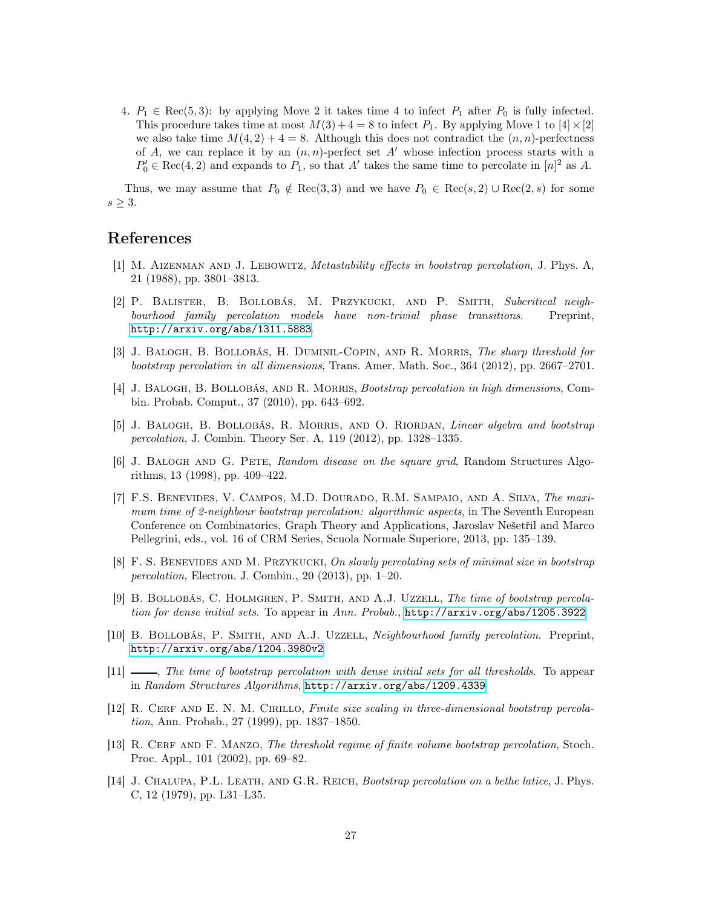4. $P_1 \in \mathrm{Rec}(5,3)$: by applying Move 2 it takes time 4 to infect $P_1$ after $P_0$ is fully infected. This procedure takes time at most $M(3)+4 = 8$ to infect $P_1$. By applying Move 1 to $[4] \times [2]$ we also take time $M(4,2)+4 = 8$. Although this does not contradict the $(n,n)$-perfectness of $A$, we can replace it by an $(n,n)$-perfect set $A'$ whose infection process starts with a $P_0' \in \mathrm{Rec}(4,2)$ and expands to $P_1$, so that $A'$ takes the same time to percolate in $[n]^2$ as $A$.

Thus, we may assume that $P_0 \notin \mathrm{Rec}(3,3)$ and we have $P_0 \in \mathrm{Rec}(s,2) \cup \mathrm{Rec}(2,s)$ for some $s \geq 3$.

# References

[1] M. Aizenman and J. Lebowitz, *Metastability effects in bootstrap percolation*, J. Phys. A, 21 (1988), pp. 3801–3813.

[2] P. Balister, B. Bollobás, M. Przykucki, and P. Smith, *Subcritical neighbourhood family percolation models have non-trivial phase transitions*. Preprint, http://arxiv.org/abs/1311.5883.

[3] J. Balogh, B. Bollobás, H. Duminil-Copin, and R. Morris, *The sharp threshold for bootstrap percolation in all dimensions*, Trans. Amer. Math. Soc., 364 (2012), pp. 2667–2701.

[4] J. Balogh, B. Bollobás, and R. Morris, *Bootstrap percolation in high dimensions*, Combin. Probab. Comput., 37 (2010), pp. 643–692.

[5] J. Balogh, B. Bollobás, R. Morris, and O. Riordan, *Linear algebra and bootstrap percolation*, J. Combin. Theory Ser. A, 119 (2012), pp. 1328–1335.

[6] J. Balogh and G. Pete, *Random disease on the square grid*, Random Structures Algorithms, 13 (1998), pp. 409–422.

[7] F.S. Benevides, V. Campos, M.D. Dourado, R.M. Sampaio, and A. Silva, *The maximum time of 2-neighbour bootstrap percolation: algorithmic aspects*, in The Seventh European Conference on Combinatorics, Graph Theory and Applications, Jaroslav Nešetřil and Marco Pellegrini, eds., vol. 16 of CRM Series, Scuola Normale Superiore, 2013, pp. 135–139.

[8] F. S. Benevides and M. Przykucki, *On slowly percolating sets of minimal size in bootstrap percolation*, Electron. J. Combin., 20 (2013), pp. 1–20.

[9] B. Bollobás, C. Holmgren, P. Smith, and A.J. Uzzell, *The time of bootstrap percolation for dense initial sets*. To appear in *Ann. Probab.*, http://arxiv.org/abs/1205.3922.

[10] B. Bollobás, P. Smith, and A.J. Uzzell, *Neighbourhood family percolation*. Preprint, http://arxiv.org/abs/1204.3980v2.

[11] ———, *The time of bootstrap percolation with dense initial sets for all thresholds*. To appear in *Random Structures Algorithms*, http://arxiv.org/abs/1209.4339.

[12] R. Cerf and E. N. M. Cirillo, *Finite size scaling in three-dimensional bootstrap percolation*, Ann. Probab., 27 (1999), pp. 1837–1850.

[13] R. Cerf and F. Manzo, *The threshold regime of finite volume bootstrap percolation*, Stoch. Proc. Appl., 101 (2002), pp. 69–82.

[14] J. Chalupa, P.L. Leath, and G.R. Reich, *Bootstrap percolation on a bethe latice*, J. Phys. C, 12 (1979), pp. L31–L35.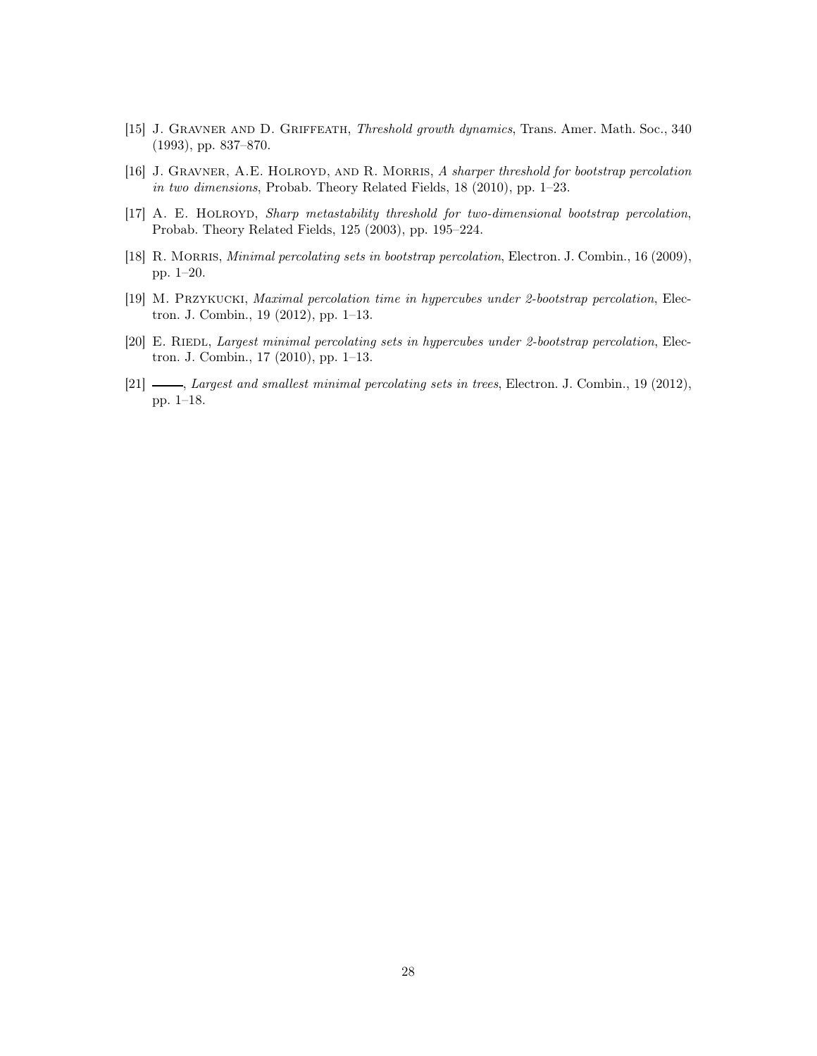[15] J. Gravner and D. Griffeath, *Threshold growth dynamics*, Trans. Amer. Math. Soc., 340 (1993), pp. 837–870.

[16] J. Gravner, A.E. Holroyd, and R. Morris, *A sharper threshold for bootstrap percolation in two dimensions*, Probab. Theory Related Fields, 18 (2010), pp. 1–23.

[17] A. E. Holroyd, *Sharp metastability threshold for two-dimensional bootstrap percolation*, Probab. Theory Related Fields, 125 (2003), pp. 195–224.

[18] R. Morris, *Minimal percolating sets in bootstrap percolation*, Electron. J. Combin., 16 (2009), pp. 1–20.

[19] M. Przykucki, *Maximal percolation time in hypercubes under 2-bootstrap percolation*, Electron. J. Combin., 19 (2012), pp. 1–13.

[20] E. Riedl, *Largest minimal percolating sets in hypercubes under 2-bootstrap percolation*, Electron. J. Combin., 17 (2010), pp. 1–13.

[21] ——, *Largest and smallest minimal percolating sets in trees*, Electron. J. Combin., 19 (2012), pp. 1–18.